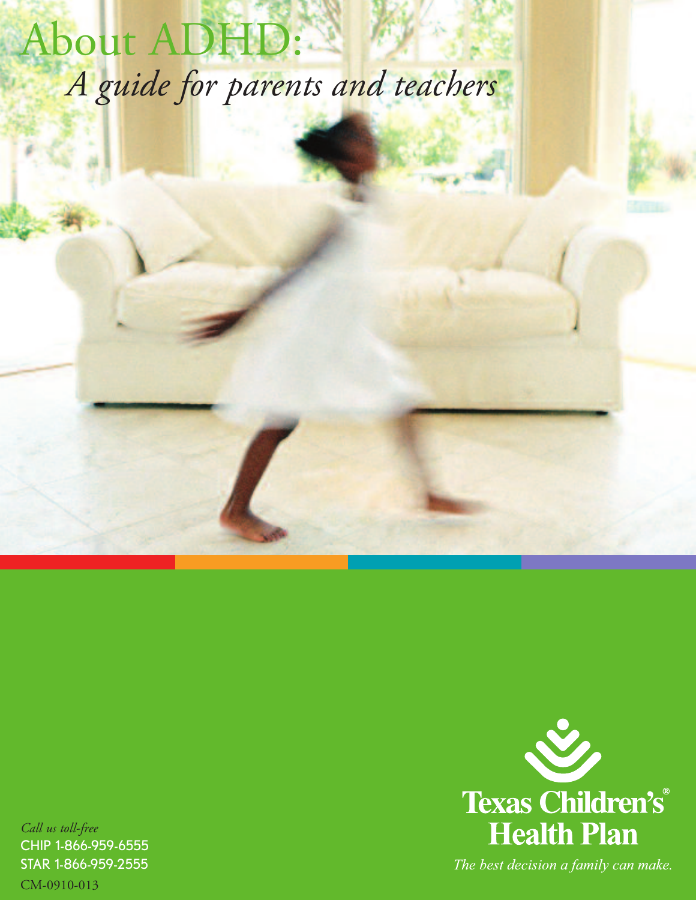# About ADHD:

## *A guide for parents and teachers*

*Call us toll-free*
CHIP 1-866-959-6555
STAR 1-866-959-2555
CM-0910-013

**Texas Children's® Health Plan**

*The best decision a family can make.*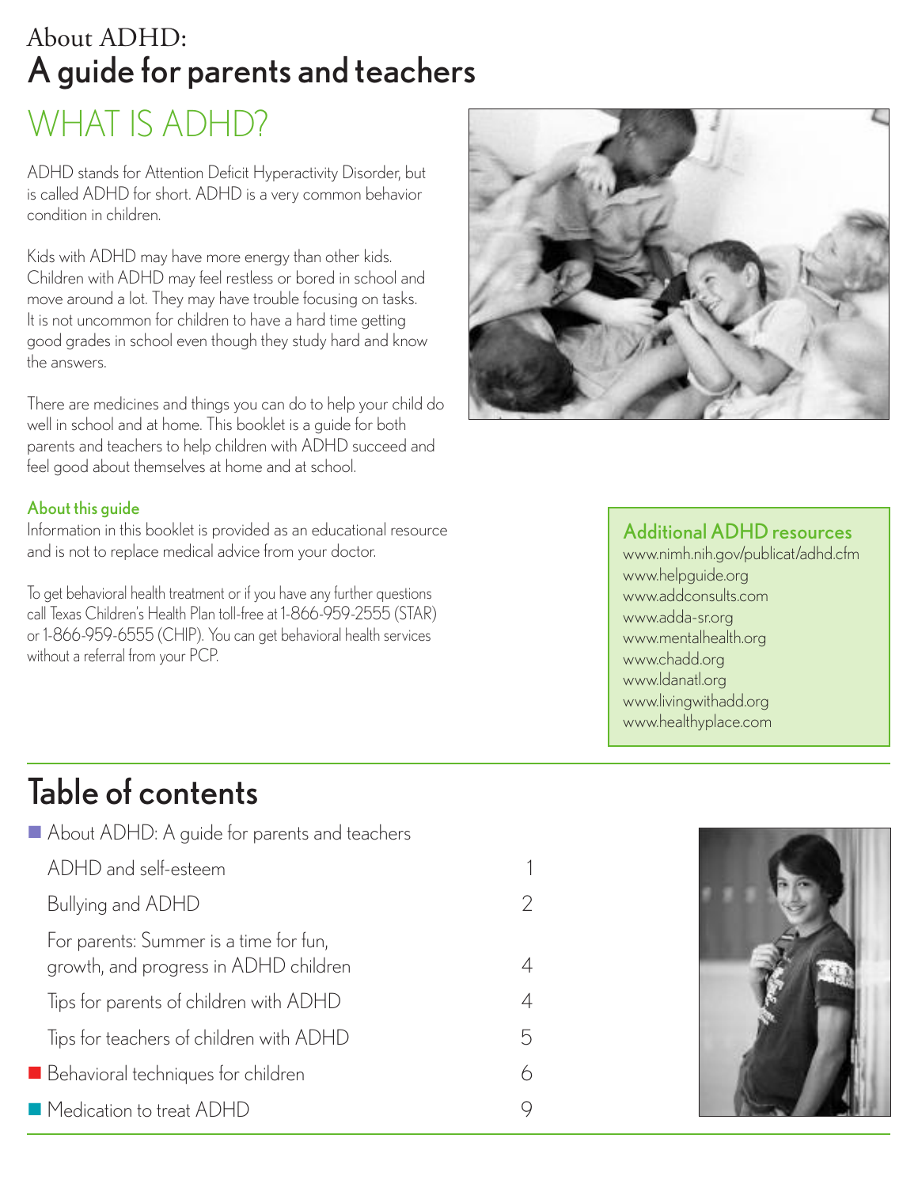About ADHD:

# A guide for parents and teachers

## WHAT IS ADHD?

ADHD stands for Attention Deficit Hyperactivity Disorder, but is called ADHD for short. ADHD is a very common behavior condition in children.

Kids with ADHD may have more energy than other kids. Children with ADHD may feel restless or bored in school and move around a lot. They may have trouble focusing on tasks. It is not uncommon for children to have a hard time getting good grades in school even though they study hard and know the answers.

There are medicines and things you can do to help your child do well in school and at home. This booklet is a guide for both parents and teachers to help children with ADHD succeed and feel good about themselves at home and at school.

### About this guide

Information in this booklet is provided as an educational resource and is not to replace medical advice from your doctor.

To get behavioral health treatment or if you have any further questions call Texas Children's Health Plan toll-free at 1-866-959-2555 (STAR) or 1-866-959-6555 (CHIP). You can get behavioral health services without a referral from your PCP.

### Additional ADHD resources

www.nimh.nih.gov/publicat/adhd.cfm
www.helpguide.org
www.addconsults.com
www.adda-sr.org
www.mentalhealth.org
www.chadd.org
www.ldanatl.org
www.livingwithadd.org
www.healthyplace.com

## Table of contents

| | |
|---|---|
| About ADHD: A guide for parents and teachers | |
| ADHD and self-esteem | 1 |
| Bullying and ADHD | 2 |
| For parents: Summer is a time for fun, growth, and progress in ADHD children | 4 |
| Tips for parents of children with ADHD | 4 |
| Tips for teachers of children with ADHD | 5 |
| Behavioral techniques for children | 6 |
| Medication to treat ADHD | 9 |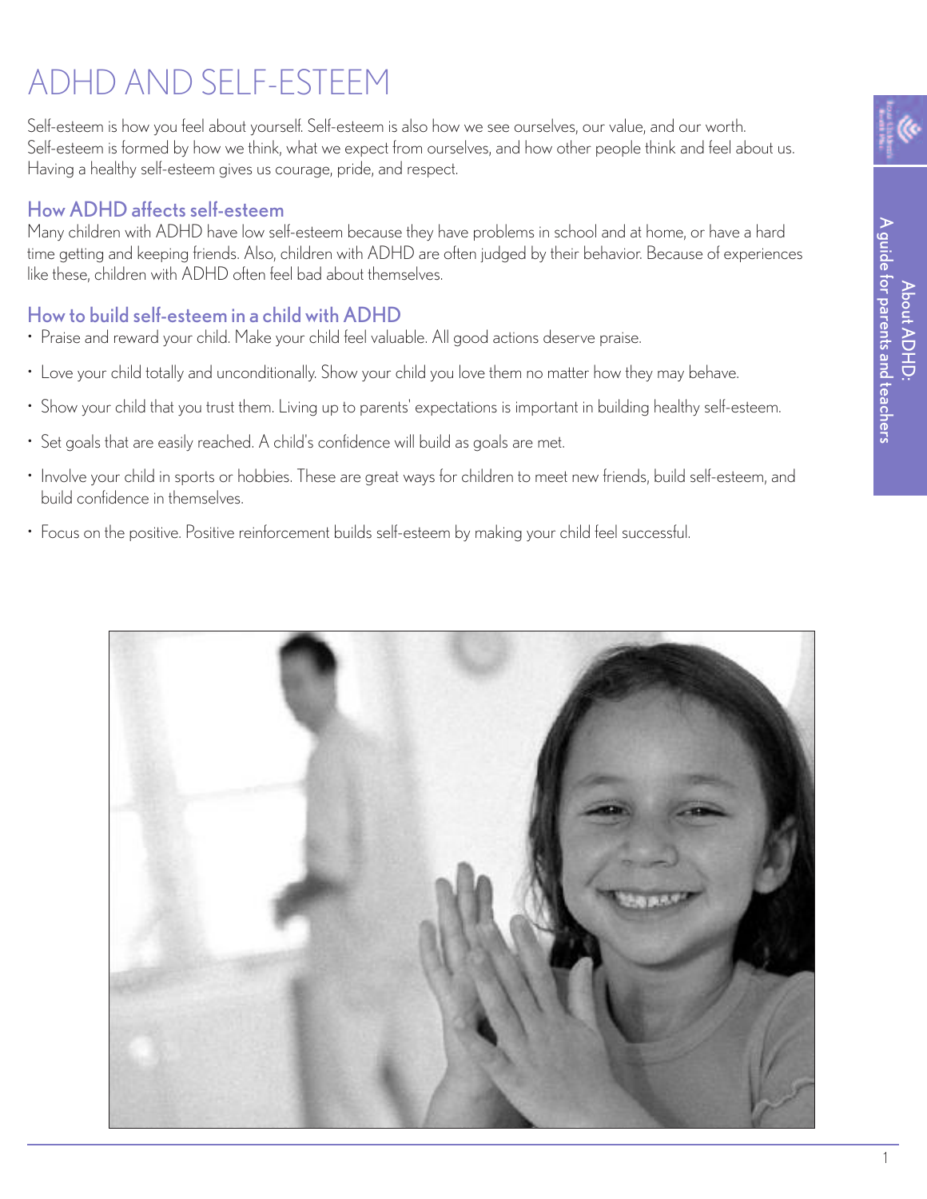# ADHD AND SELF-ESTEEM

Self-esteem is how you feel about yourself. Self-esteem is also how we see ourselves, our value, and our worth. Self-esteem is formed by how we think, what we expect from ourselves, and how other people think and feel about us. Having a healthy self-esteem gives us courage, pride, and respect.

## How ADHD affects self-esteem

Many children with ADHD have low self-esteem because they have problems in school and at home, or have a hard time getting and keeping friends. Also, children with ADHD are often judged by their behavior. Because of experiences like these, children with ADHD often feel bad about themselves.

## How to build self-esteem in a child with ADHD

- Praise and reward your child. Make your child feel valuable. All good actions deserve praise.
- Love your child totally and unconditionally. Show your child you love them no matter how they may behave.
- Show your child that you trust them. Living up to parents' expectations is important in building healthy self-esteem.
- Set goals that are easily reached. A child's confidence will build as goals are met.
- Involve your child in sports or hobbies. These are great ways for children to meet new friends, build self-esteem, and build confidence in themselves.
- Focus on the positive. Positive reinforcement builds self-esteem by making your child feel successful.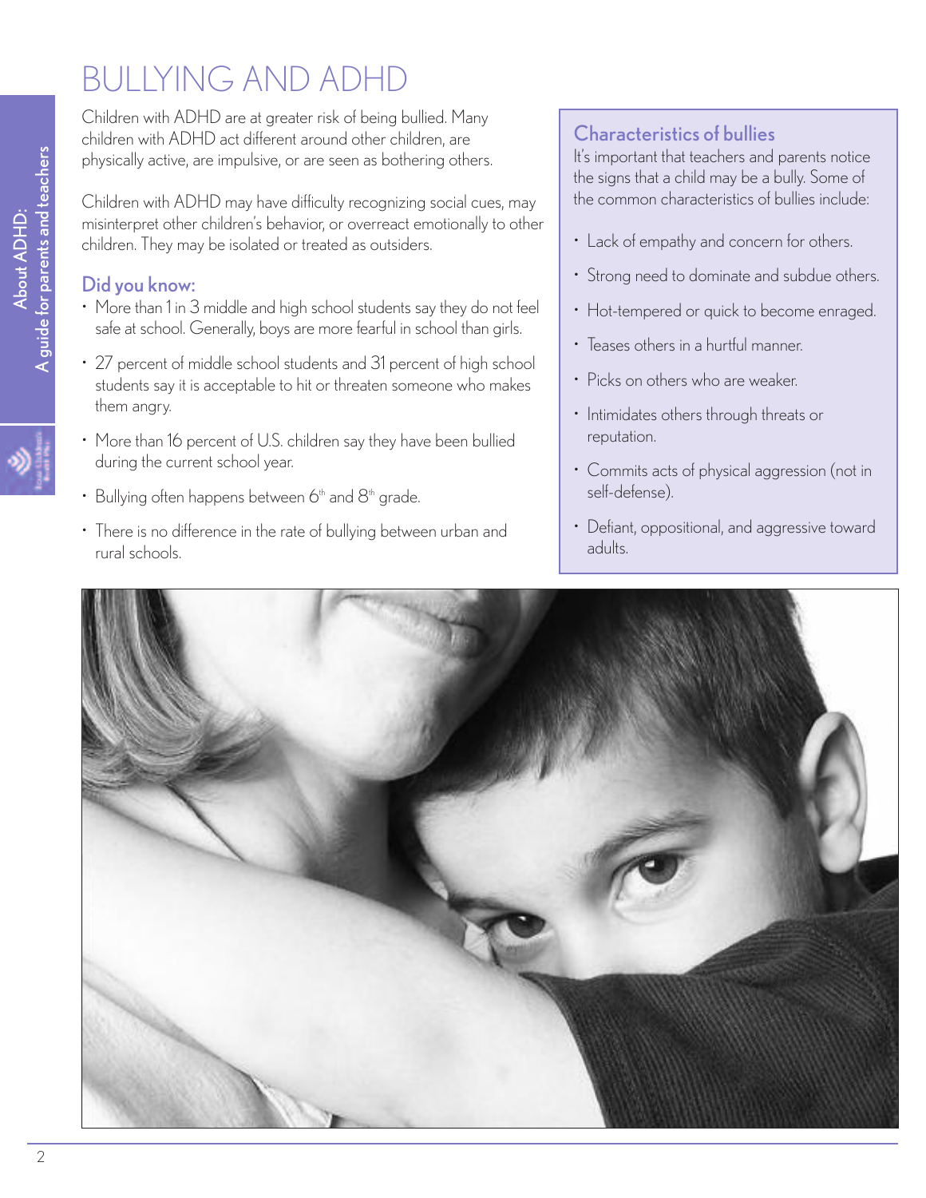# BULLYING AND ADHD

Children with ADHD are at greater risk of being bullied. Many children with ADHD act different around other children, are physically active, are impulsive, or are seen as bothering others.

Children with ADHD may have difficulty recognizing social cues, may misinterpret other children's behavior, or overreact emotionally to other children. They may be isolated or treated as outsiders.

## Did you know:

- More than 1 in 3 middle and high school students say they do not feel safe at school. Generally, boys are more fearful in school than girls.
- 27 percent of middle school students and 31 percent of high school students say it is acceptable to hit or threaten someone who makes them angry.
- More than 16 percent of U.S. children say they have been bullied during the current school year.
- Bullying often happens between 6th and 8th grade.
- There is no difference in the rate of bullying between urban and rural schools.

## Characteristics of bullies

It's important that teachers and parents notice the signs that a child may be a bully. Some of the common characteristics of bullies include:

- Lack of empathy and concern for others.
- Strong need to dominate and subdue others.
- Hot-tempered or quick to become enraged.
- Teases others in a hurtful manner.
- Picks on others who are weaker.
- Intimidates others through threats or reputation.
- Commits acts of physical aggression (not in self-defense).
- Defiant, oppositional, and aggressive toward adults.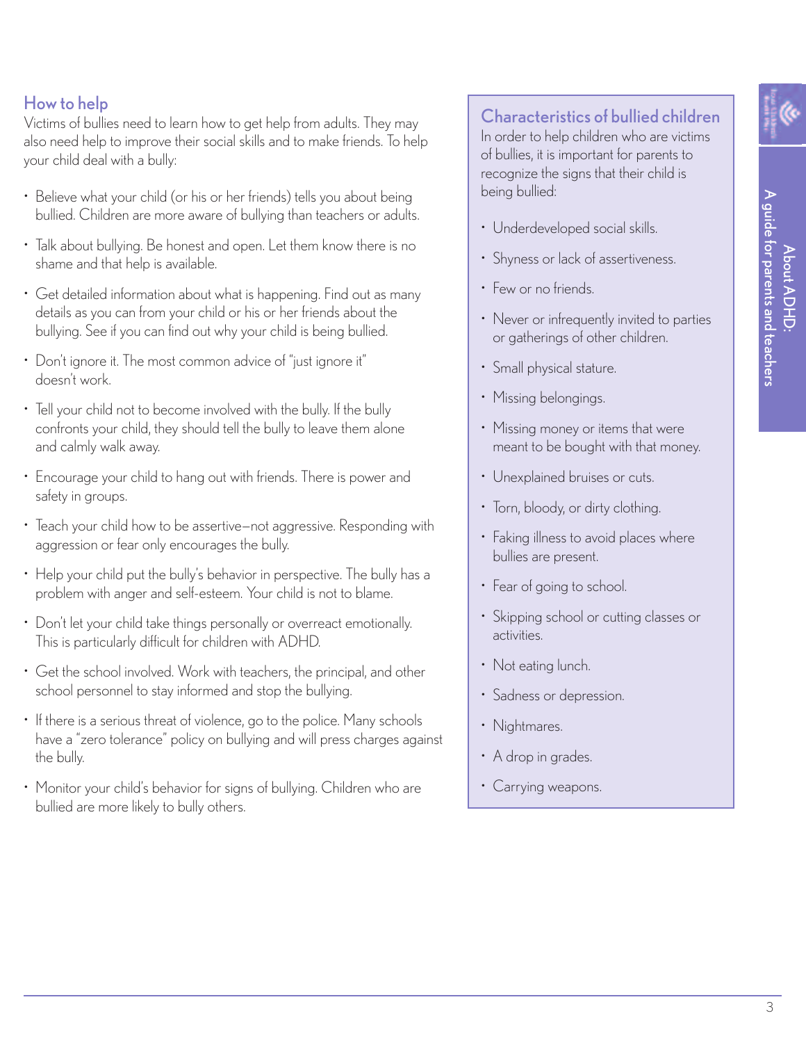## How to help

Victims of bullies need to learn how to get help from adults. They may also need help to improve their social skills and to make friends. To help your child deal with a bully:

- Believe what your child (or his or her friends) tells you about being bullied. Children are more aware of bullying than teachers or adults.
- Talk about bullying. Be honest and open. Let them know there is no shame and that help is available.
- Get detailed information about what is happening. Find out as many details as you can from your child or his or her friends about the bullying. See if you can find out why your child is being bullied.
- Don't ignore it. The most common advice of "just ignore it" doesn't work.
- Tell your child not to become involved with the bully. If the bully confronts your child, they should tell the bully to leave them alone and calmly walk away.
- Encourage your child to hang out with friends. There is power and safety in groups.
- Teach your child how to be assertive—not aggressive. Responding with aggression or fear only encourages the bully.
- Help your child put the bully's behavior in perspective. The bully has a problem with anger and self-esteem. Your child is not to blame.
- Don't let your child take things personally or overreact emotionally. This is particularly difficult for children with ADHD.
- Get the school involved. Work with teachers, the principal, and other school personnel to stay informed and stop the bullying.
- If there is a serious threat of violence, go to the police. Many schools have a "zero tolerance" policy on bullying and will press charges against the bully.
- Monitor your child's behavior for signs of bullying. Children who are bullied are more likely to bully others.

## Characteristics of bullied children

In order to help children who are victims of bullies, it is important for parents to recognize the signs that their child is being bullied:

- Underdeveloped social skills.
- Shyness or lack of assertiveness.
- Few or no friends.
- Never or infrequently invited to parties or gatherings of other children.
- Small physical stature.
- Missing belongings.
- Missing money or items that were meant to be bought with that money.
- Unexplained bruises or cuts.
- Torn, bloody, or dirty clothing.
- Faking illness to avoid places where bullies are present.
- Fear of going to school.
- Skipping school or cutting classes or activities.
- Not eating lunch.
- Sadness or depression.
- Nightmares.
- A drop in grades.
- Carrying weapons.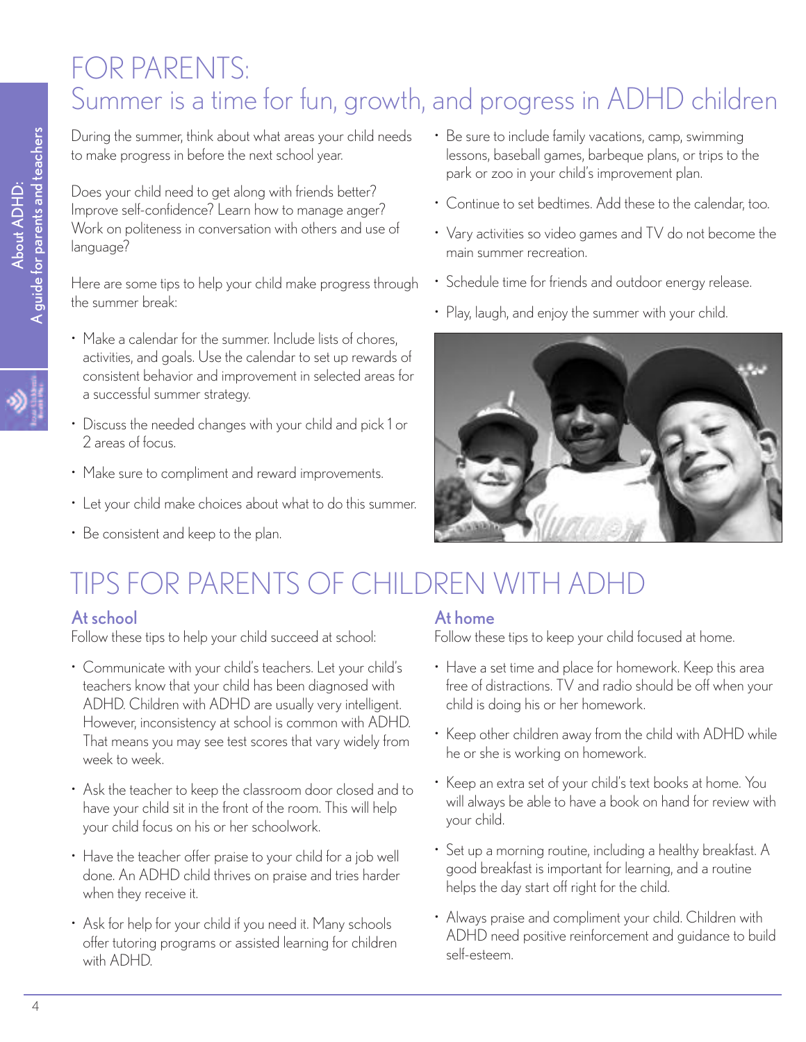# FOR PARENTS:
## Summer is a time for fun, growth, and progress in ADHD children

During the summer, think about what areas your child needs to make progress in before the next school year.

Does your child need to get along with friends better? Improve self-confidence? Learn how to manage anger? Work on politeness in conversation with others and use of language?

Here are some tips to help your child make progress through the summer break:

- Make a calendar for the summer. Include lists of chores, activities, and goals. Use the calendar to set up rewards of consistent behavior and improvement in selected areas for a successful summer strategy.
- Discuss the needed changes with your child and pick 1 or 2 areas of focus.
- Make sure to compliment and reward improvements.
- Let your child make choices about what to do this summer.
- Be consistent and keep to the plan.
- Be sure to include family vacations, camp, swimming lessons, baseball games, barbeque plans, or trips to the park or zoo in your child's improvement plan.
- Continue to set bedtimes. Add these to the calendar, too.
- Vary activities so video games and TV do not become the main summer recreation.
- Schedule time for friends and outdoor energy release.
- Play, laugh, and enjoy the summer with your child.

# TIPS FOR PARENTS OF CHILDREN WITH ADHD

## At school

Follow these tips to help your child succeed at school:

- Communicate with your child's teachers. Let your child's teachers know that your child has been diagnosed with ADHD. Children with ADHD are usually very intelligent. However, inconsistency at school is common with ADHD. That means you may see test scores that vary widely from week to week.
- Ask the teacher to keep the classroom door closed and to have your child sit in the front of the room. This will help your child focus on his or her schoolwork.
- Have the teacher offer praise to your child for a job well done. An ADHD child thrives on praise and tries harder when they receive it.
- Ask for help for your child if you need it. Many schools offer tutoring programs or assisted learning for children with ADHD.

## At home

Follow these tips to keep your child focused at home.

- Have a set time and place for homework. Keep this area free of distractions. TV and radio should be off when your child is doing his or her homework.
- Keep other children away from the child with ADHD while he or she is working on homework.
- Keep an extra set of your child's text books at home. You will always be able to have a book on hand for review with your child.
- Set up a morning routine, including a healthy breakfast. A good breakfast is important for learning, and a routine helps the day start off right for the child.
- Always praise and compliment your child. Children with ADHD need positive reinforcement and guidance to build self-esteem.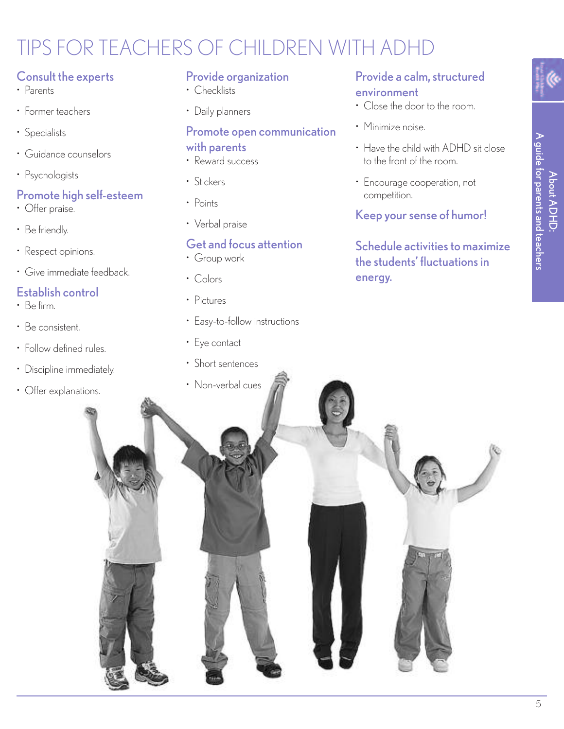# TIPS FOR TEACHERS OF CHILDREN WITH ADHD

## Consult the experts

- Parents
- Former teachers
- Specialists
- Guidance counselors
- Psychologists

## Promote high self-esteem

- Offer praise.
- Be friendly.
- Respect opinions.
- Give immediate feedback.

## Establish control

- Be firm.
- Be consistent.
- Follow defined rules.
- Discipline immediately.
- Offer explanations.

## Provide organization

- Checklists
- Daily planners

## Promote open communication with parents

- Reward success
- Stickers
- Points
- Verbal praise

## Get and focus attention

- Group work
- Colors
- Pictures
- Easy-to-follow instructions
- Eye contact
- Short sentences
- Non-verbal cues

## Provide a calm, structured environment

- Close the door to the room.
- Minimize noise.
- Have the child with ADHD sit close to the front of the room.
- Encourage cooperation, not competition.

## Keep your sense of humor!

## Schedule activities to maximize the students' fluctuations in energy.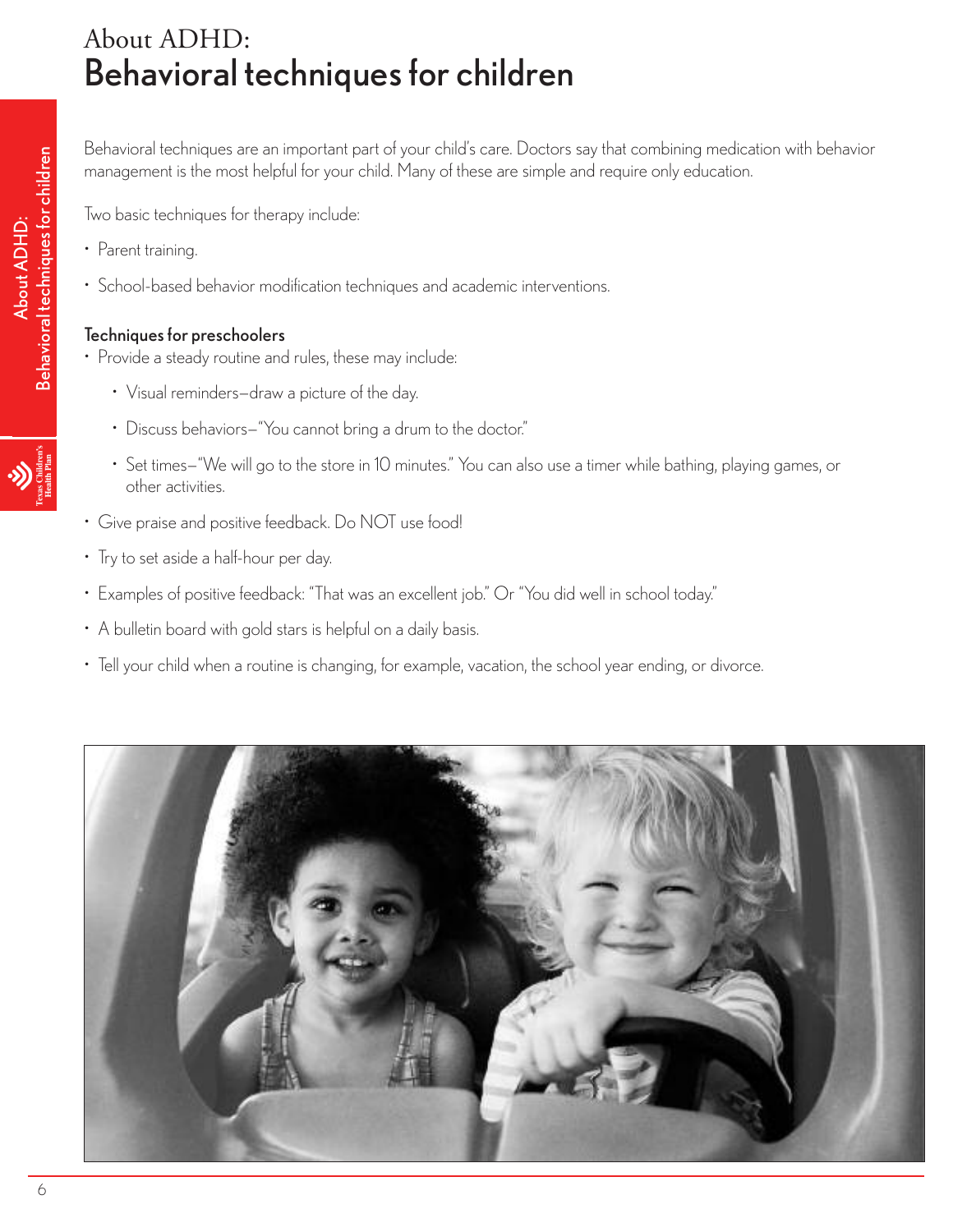# About ADHD: Behavioral techniques for children

Behavioral techniques are an important part of your child's care. Doctors say that combining medication with behavior management is the most helpful for your child. Many of these are simple and require only education.

Two basic techniques for therapy include:

- Parent training.
- School-based behavior modification techniques and academic interventions.

### Techniques for preschoolers

- Provide a steady routine and rules, these may include:
  - Visual reminders—draw a picture of the day.
  - Discuss behaviors—"You cannot bring a drum to the doctor."
  - Set times—"We will go to the store in 10 minutes." You can also use a timer while bathing, playing games, or other activities.
- Give praise and positive feedback. Do NOT use food!
- Try to set aside a half-hour per day.
- Examples of positive feedback: "That was an excellent job." Or "You did well in school today."
- A bulletin board with gold stars is helpful on a daily basis.
- Tell your child when a routine is changing, for example, vacation, the school year ending, or divorce.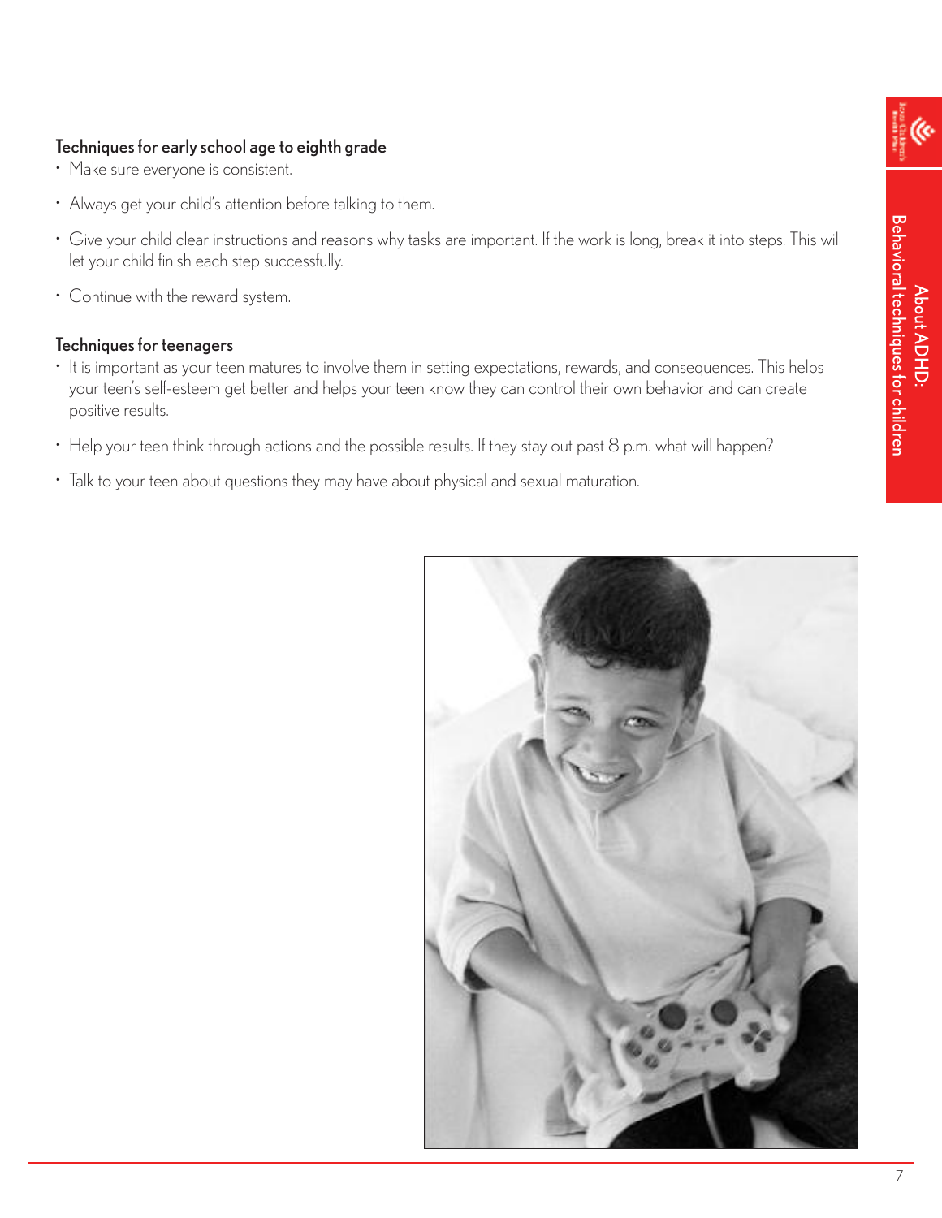### Techniques for early school age to eighth grade

- Make sure everyone is consistent.
- Always get your child's attention before talking to them.
- Give your child clear instructions and reasons why tasks are important. If the work is long, break it into steps. This will let your child finish each step successfully.
- Continue with the reward system.

### Techniques for teenagers

- It is important as your teen matures to involve them in setting expectations, rewards, and consequences. This helps your teen's self-esteem get better and helps your teen know they can control their own behavior and can create positive results.
- Help your teen think through actions and the possible results. If they stay out past 8 p.m. what will happen?
- Talk to your teen about questions they may have about physical and sexual maturation.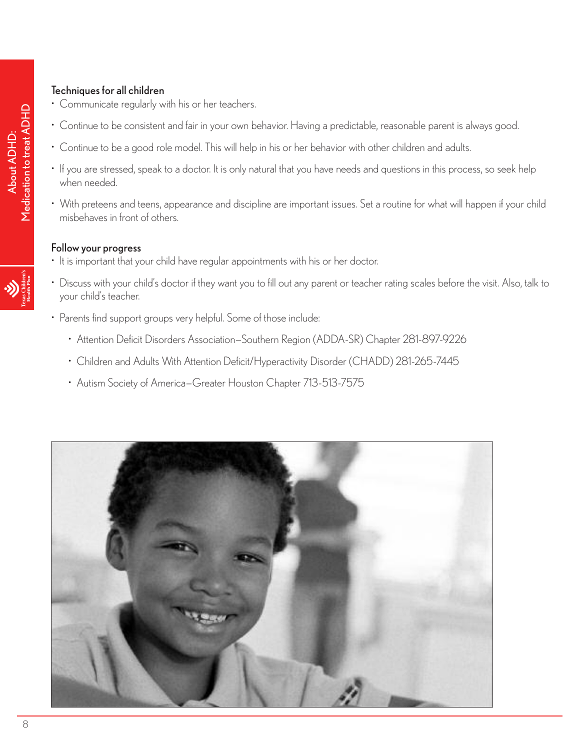### Techniques for all children

- Communicate regularly with his or her teachers.
- Continue to be consistent and fair in your own behavior. Having a predictable, reasonable parent is always good.
- Continue to be a good role model. This will help in his or her behavior with other children and adults.
- If you are stressed, speak to a doctor. It is only natural that you have needs and questions in this process, so seek help when needed.
- With preteens and teens, appearance and discipline are important issues. Set a routine for what will happen if your child misbehaves in front of others.

### Follow your progress

- It is important that your child have regular appointments with his or her doctor.
- Discuss with your child's doctor if they want you to fill out any parent or teacher rating scales before the visit. Also, talk to your child's teacher.
- Parents find support groups very helpful. Some of those include:
  - Attention Deficit Disorders Association–Southern Region (ADDA-SR) Chapter 281-897-9226
  - Children and Adults With Attention Deficit/Hyperactivity Disorder (CHADD) 281-265-7445
  - Autism Society of America–Greater Houston Chapter 713-513-7575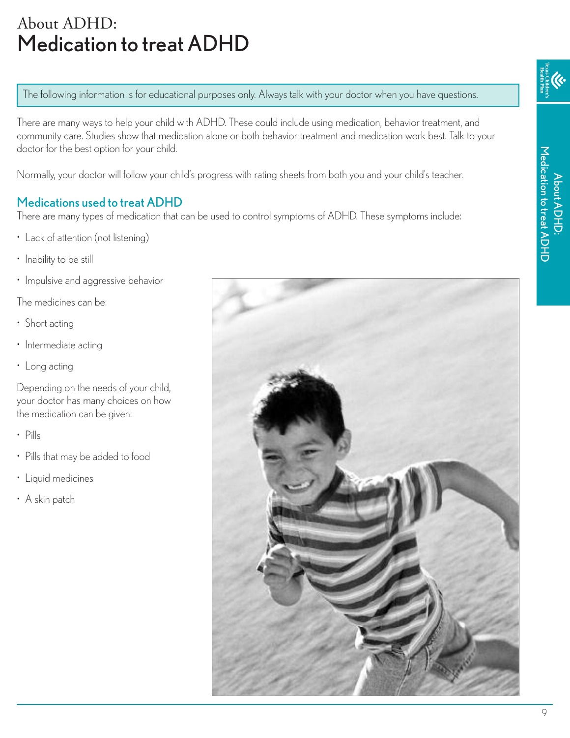# About ADHD: Medication to treat ADHD

The following information is for educational purposes only. Always talk with your doctor when you have questions.

There are many ways to help your child with ADHD. These could include using medication, behavior treatment, and community care. Studies show that medication alone or both behavior treatment and medication work best. Talk to your doctor for the best option for your child.

Normally, your doctor will follow your child's progress with rating sheets from both you and your child's teacher.

## Medications used to treat ADHD

There are many types of medication that can be used to control symptoms of ADHD. These symptoms include:

- Lack of attention (not listening)
- Inability to be still
- Impulsive and aggressive behavior

The medicines can be:

- Short acting
- Intermediate acting
- Long acting

Depending on the needs of your child, your doctor has many choices on how the medication can be given:

- Pills
- Pills that may be added to food
- Liquid medicines
- A skin patch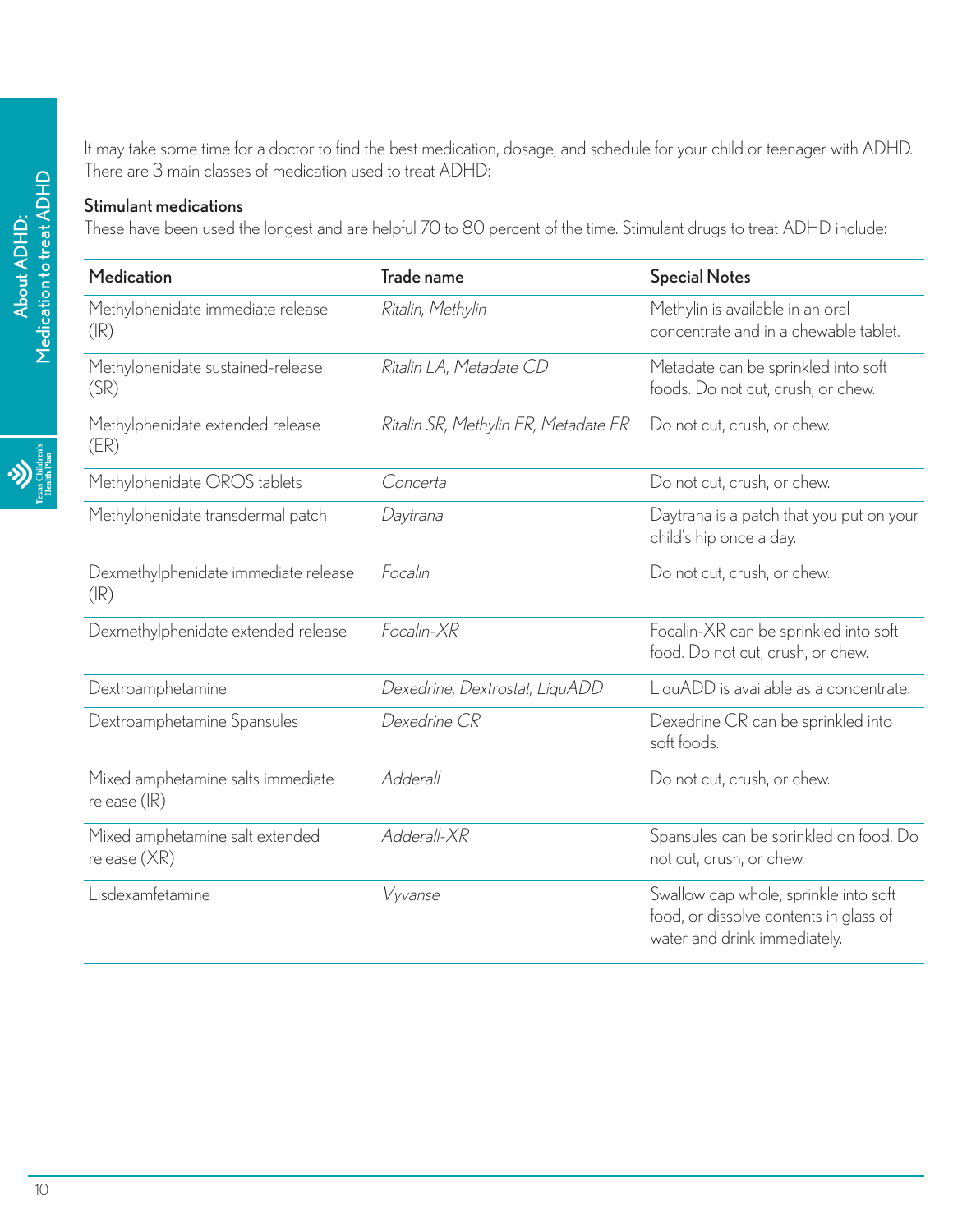It may take some time for a doctor to find the best medication, dosage, and schedule for your child or teenager with ADHD. There are 3 main classes of medication used to treat ADHD:

**Stimulant medications**

These have been used the longest and are helpful 70 to 80 percent of the time. Stimulant drugs to treat ADHD include:

| Medication | Trade name | Special Notes |
|---|---|---|
| Methylphenidate immediate release (IR) | *Ritalin, Methylin* | Methylin is available in an oral concentrate and in a chewable tablet. |
| Methylphenidate sustained-release (SR) | *Ritalin LA, Metadate CD* | Metadate can be sprinkled into soft foods. Do not cut, crush, or chew. |
| Methylphenidate extended release (ER) | *Ritalin SR, Methylin ER, Metadate ER* | Do not cut, crush, or chew. |
| Methylphenidate OROS tablets | *Concerta* | Do not cut, crush, or chew. |
| Methylphenidate transdermal patch | *Daytrana* | Daytrana is a patch that you put on your child's hip once a day. |
| Dexmethylphenidate immediate release (IR) | *Focalin* | Do not cut, crush, or chew. |
| Dexmethylphenidate extended release | *Focalin-XR* | Focalin-XR can be sprinkled into soft food. Do not cut, crush, or chew. |
| Dextroamphetamine | *Dexedrine, Dextrostat, LiquADD* | LiquADD is available as a concentrate. |
| Dextroamphetamine Spansules | *Dexedrine CR* | Dexedrine CR can be sprinkled into soft foods. |
| Mixed amphetamine salts immediate release (IR) | *Adderall* | Do not cut, crush, or chew. |
| Mixed amphetamine salt extended release (XR) | *Adderall-XR* | Spansules can be sprinkled on food. Do not cut, crush, or chew. |
| Lisdexamfetamine | *Vyvanse* | Swallow cap whole, sprinkle into soft food, or dissolve contents in glass of water and drink immediately. |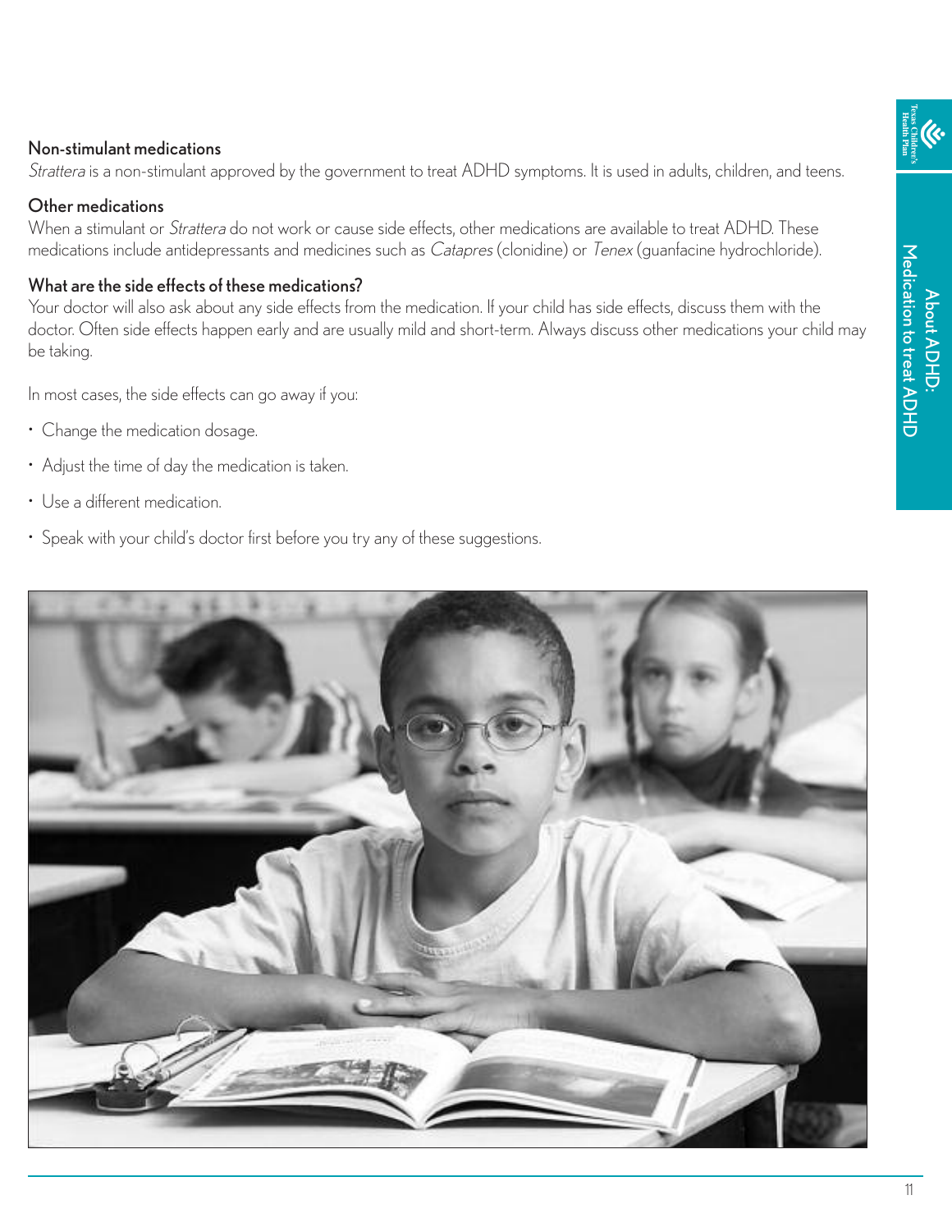### Non-stimulant medications

*Strattera* is a non-stimulant approved by the government to treat ADHD symptoms. It is used in adults, children, and teens.

### Other medications

When a stimulant or *Strattera* do not work or cause side effects, other medications are available to treat ADHD. These medications include antidepressants and medicines such as *Catapres* (clonidine) or *Tenex* (guanfacine hydrochloride).

### What are the side effects of these medications?

Your doctor will also ask about any side effects from the medication. If your child has side effects, discuss them with the doctor. Often side effects happen early and are usually mild and short-term. Always discuss other medications your child may be taking.

In most cases, the side effects can go away if you:

- Change the medication dosage.
- Adjust the time of day the medication is taken.
- Use a different medication.
- Speak with your child's doctor first before you try any of these suggestions.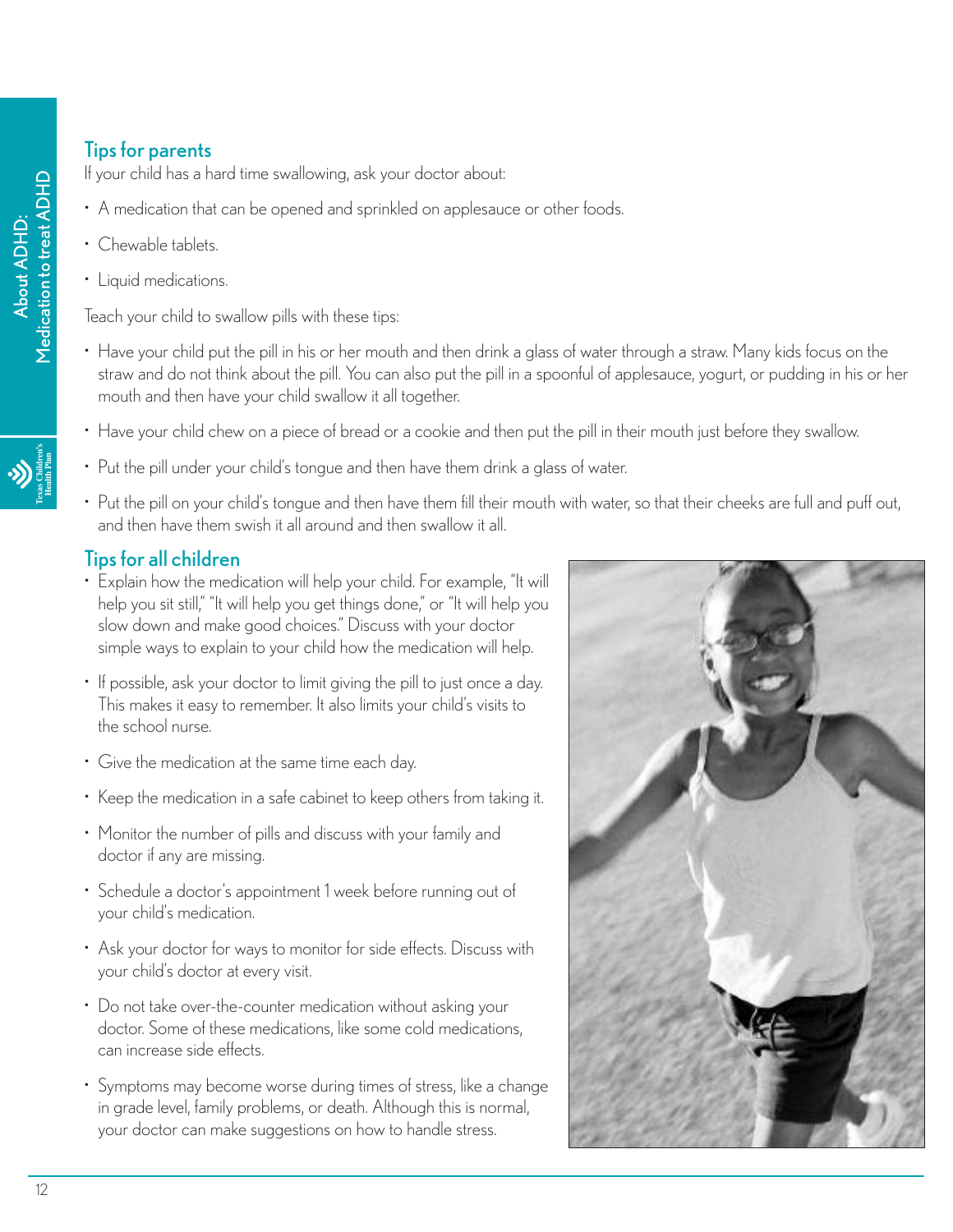## Tips for parents

If your child has a hard time swallowing, ask your doctor about:

- A medication that can be opened and sprinkled on applesauce or other foods.
- Chewable tablets.
- Liquid medications.

Teach your child to swallow pills with these tips:

- Have your child put the pill in his or her mouth and then drink a glass of water through a straw. Many kids focus on the straw and do not think about the pill. You can also put the pill in a spoonful of applesauce, yogurt, or pudding in his or her mouth and then have your child swallow it all together.
- Have your child chew on a piece of bread or a cookie and then put the pill in their mouth just before they swallow.
- Put the pill under your child's tongue and then have them drink a glass of water.
- Put the pill on your child's tongue and then have them fill their mouth with water, so that their cheeks are full and puff out, and then have them swish it all around and then swallow it all.

## Tips for all children

- Explain how the medication will help your child. For example, "It will help you sit still," "It will help you get things done," or "It will help you slow down and make good choices." Discuss with your doctor simple ways to explain to your child how the medication will help.
- If possible, ask your doctor to limit giving the pill to just once a day. This makes it easy to remember. It also limits your child's visits to the school nurse.
- Give the medication at the same time each day.
- Keep the medication in a safe cabinet to keep others from taking it.
- Monitor the number of pills and discuss with your family and doctor if any are missing.
- Schedule a doctor's appointment 1 week before running out of your child's medication.
- Ask your doctor for ways to monitor for side effects. Discuss with your child's doctor at every visit.
- Do not take over-the-counter medication without asking your doctor. Some of these medications, like some cold medications, can increase side effects.
- Symptoms may become worse during times of stress, like a change in grade level, family problems, or death. Although this is normal, your doctor can make suggestions on how to handle stress.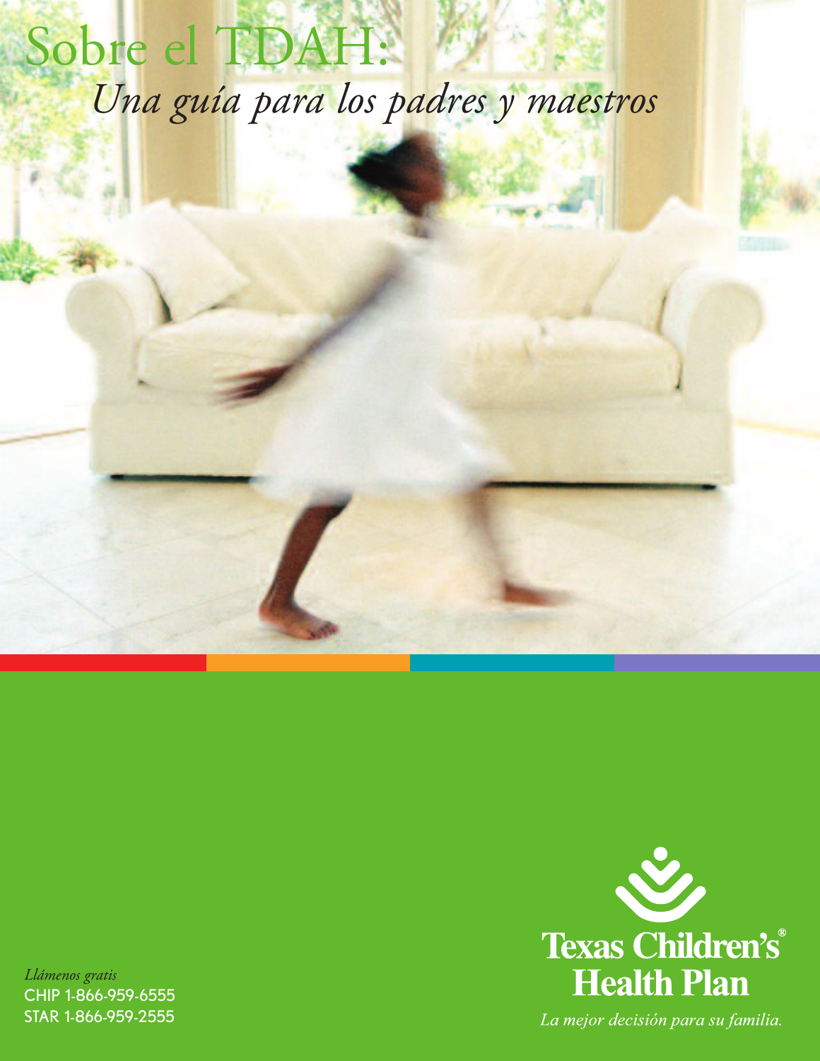# Sobre el TDAH:

## *Una guía para los padres y maestros*

*Llámenos gratis*
CHIP 1-866-959-6555
STAR 1-866-959-2555

Texas Children's® Health Plan

*La mejor decisión para su familia.*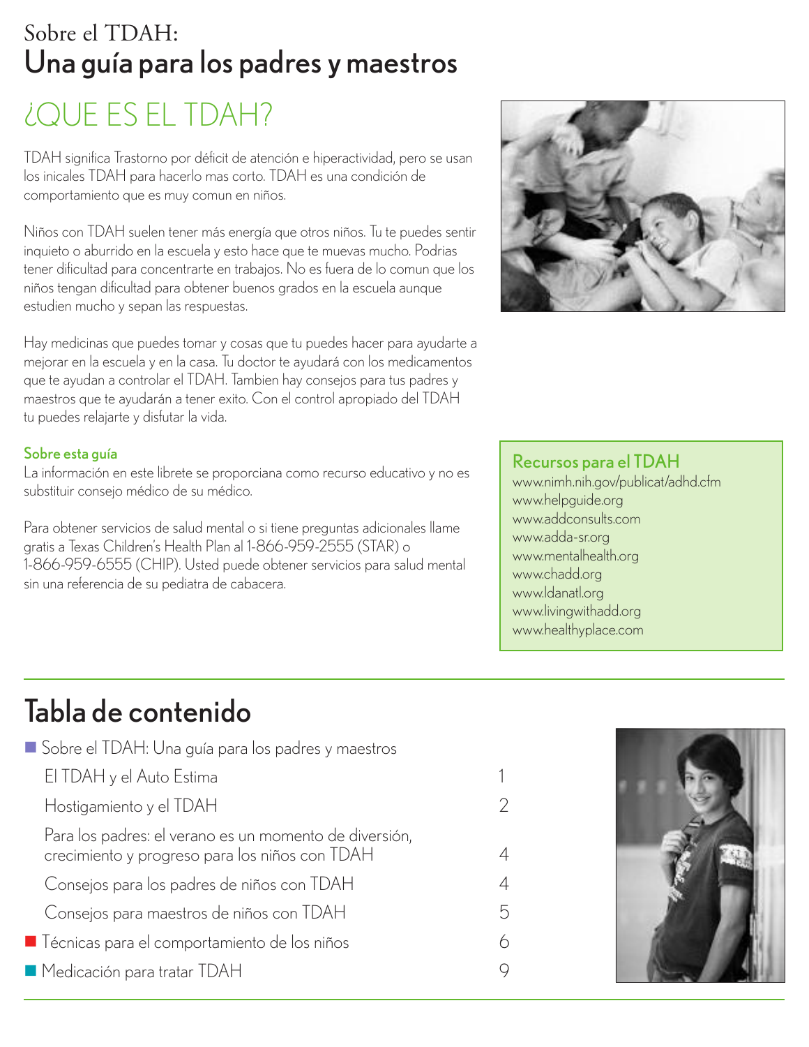Sobre el TDAH:

# Una guía para los padres y maestros

## ¿QUE ES EL TDAH?

TDAH significa Trastorno por déficit de atención e hiperactividad, pero se usan los inicales TDAH para hacerlo mas corto. TDAH es una condición de comportamiento que es muy comun en niños.

Niños con TDAH suelen tener más energía que otros niños. Tu te puedes sentir inquieto o aburrido en la escuela y esto hace que te muevas mucho. Podrias tener dificultad para concentrarte en trabajos. No es fuera de lo comun que los niños tengan dificultad para obtener buenos grados en la escuela aunque estudien mucho y sepan las respuestas.

Hay medicinas que puedes tomar y cosas que tu puedes hacer para ayudarte a mejorar en la escuela y en la casa. Tu doctor te ayudará con los medicamentos que te ayudan a controlar el TDAH. Tambien hay consejos para tus padres y maestros que te ayudarán a tener exito. Con el control apropiado del TDAH tu puedes relajarte y disfutar la vida.

### Sobre esta guía

La información en este libreto se proporciana como recurso educativo y no es substituir consejo médico de su médico.

Para obtener servicios de salud mental o si tiene preguntas adicionales llame gratis a Texas Children's Health Plan al 1-866-959-2555 (STAR) o 1-866-959-6555 (CHIP). Usted puede obtener servicios para salud mental sin una referencia de su pediatra de cabecera.

### Recursos para el TDAH

www.nimh.nih.gov/publicat/adhd.cfm
www.helpguide.org
www.addconsults.com
www.adda-sr.org
www.mentalhealth.org
www.chadd.org
www.ldanatl.org
www.livingwithadd.org
www.healthyplace.com

## Tabla de contenido

| | |
|---|---|
| Sobre el TDAH: Una guía para los padres y maestros | |
| El TDAH y el Auto Estima | 1 |
| Hostigamiento y el TDAH | 2 |
| Para los padres: el verano es un momento de diversión, crecimiento y progreso para los niños con TDAH | 4 |
| Consejos para los padres de niños con TDAH | 4 |
| Consejos para maestros de niños con TDAH | 5 |
| Técnicas para el comportamiento de los niños | 6 |
| Medicación para tratar TDAH | 9 |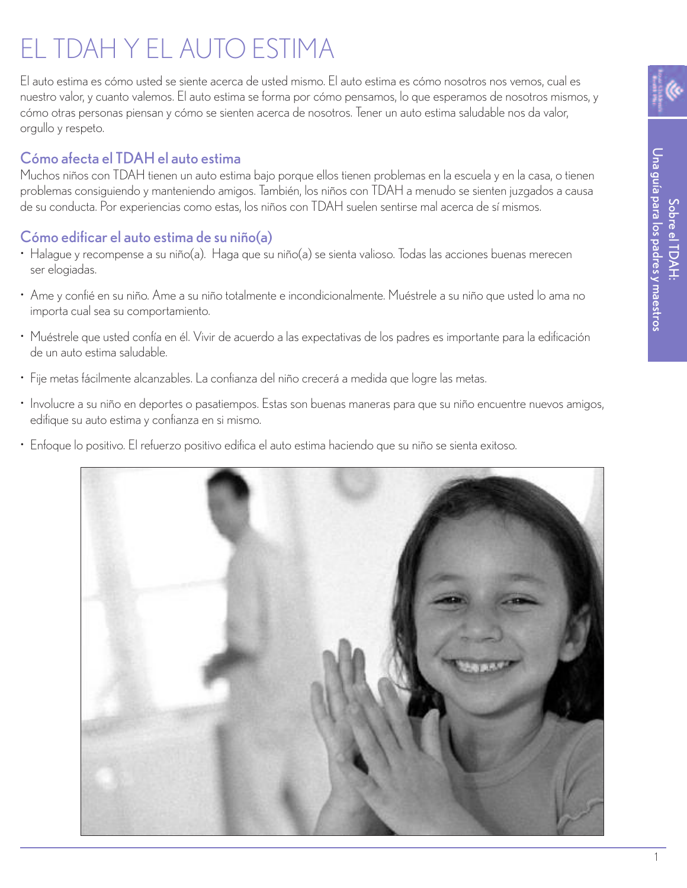# EL TDAH Y EL AUTO ESTIMA

El auto estima es cómo usted se siente acerca de usted mismo. El auto estima es cómo nosotros nos vemos, cual es nuestro valor, y cuanto valemos. El auto estima se forma por cómo pensamos, lo que esperamos de nosotros mismos, y cómo otras personas piensan y cómo se sienten acerca de nosotros. Tener un auto estima saludable nos da valor, orgullo y respeto.

## Cómo afecta el TDAH el auto estima

Muchos niños con TDAH tienen un auto estima bajo porque ellos tienen problemas en la escuela y en la casa, o tienen problemas consiguiendo y manteniendo amigos. También, los niños con TDAH a menudo se sienten juzgados a causa de su conducta. Por experiencias como estas, los niños con TDAH suelen sentirse mal acerca de sí mismos.

## Cómo edificar el auto estima de su niño(a)

- Halague y recompense a su niño(a). Haga que su niño(a) se sienta valioso. Todas las acciones buenas merecen ser elogiadas.
- Ame y confié en su niño. Ame a su niño totalmente e incondicionalmente. Muéstrele a su niño que usted lo ama no importa cual sea su comportamiento.
- Muéstrele que usted confía en él. Vivir de acuerdo a las expectativas de los padres es importante para la edificación de un auto estima saludable.
- Fije metas fácilmente alcanzables. La confianza del niño crecerá a medida que logre las metas.
- Involucre a su niño en deportes o pasatiempos. Estas son buenas maneras para que su niño encuentre nuevos amigos, edifique su auto estima y confianza en si mismo.
- Enfoque lo positivo. El refuerzo positivo edifica el auto estima haciendo que su niño se sienta exitoso.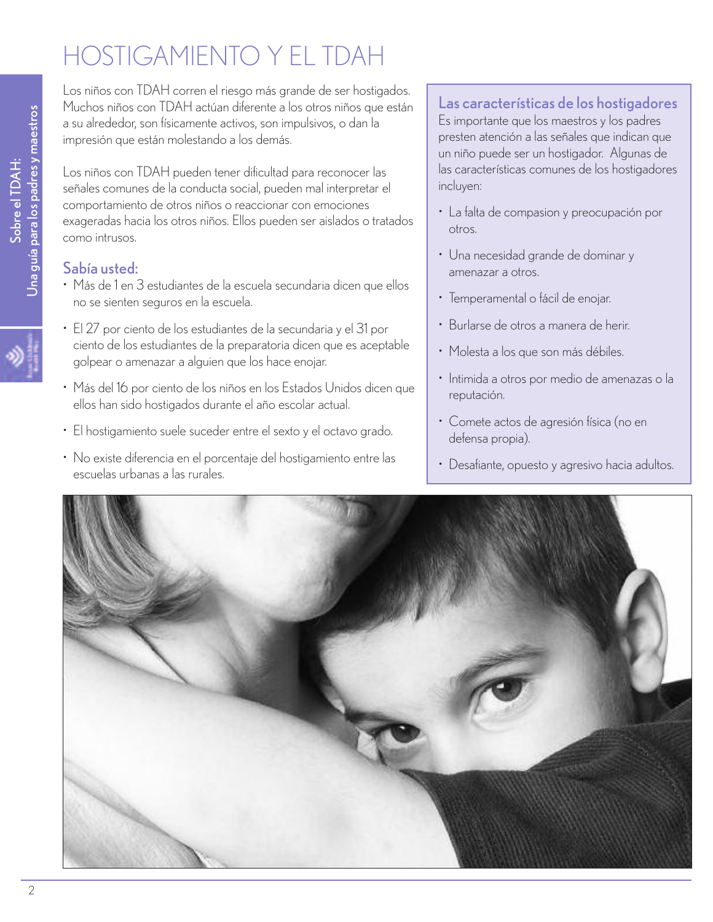# HOSTIGAMIENTO Y EL TDAH

Los niños con TDAH corren el riesgo más grande de ser hostigados. Muchos niños con TDAH actúan diferente a los otros niños que están a su alrededor, son físicamente activos, son impulsivos, o dan la impresión que están molestando a los demás.

Los niños con TDAH pueden tener dificultad para reconocer las señales comunes de la conducta social, pueden mal interpretar el comportamiento de otros niños o reaccionar con emociones exageradas hacia los otros niños. Ellos pueden ser aislados o tratados como intrusos.

## Sabía usted:

- Más de 1 en 3 estudiantes de la escuela secundaria dicen que ellos no se sienten seguros en la escuela.
- El 27 por ciento de los estudiantes de la secundaria y el 31 por ciento de los estudiantes de la preparatoria dicen que es aceptable golpear o amenazar a alguien que los hace enojar.
- Más del 16 por ciento de los niños en los Estados Unidos dicen que ellos han sido hostigados durante el año escolar actual.
- El hostigamiento suele suceder entre el sexto y el octavo grado.
- No existe diferencia en el porcentaje del hostigamiento entre las escuelas urbanas a las rurales.

## Las características de los hostigadores

Es importante que los maestros y los padres presten atención a las señales que indican que un niño puede ser un hostigador. Algunas de las características comunes de los hostigadores incluyen:

- La falta de compasion y preocupación por otros.
- Una necesidad grande de dominar y amenazar a otros.
- Temperamental o fácil de enojar.
- Burlarse de otros a manera de herir.
- Molesta a los que son más débiles.
- Intimida a otros por medio de amenazas o la reputación.
- Comete actos de agresión física (no en defensa propia).
- Desafiante, opuesto y agresivo hacia adultos.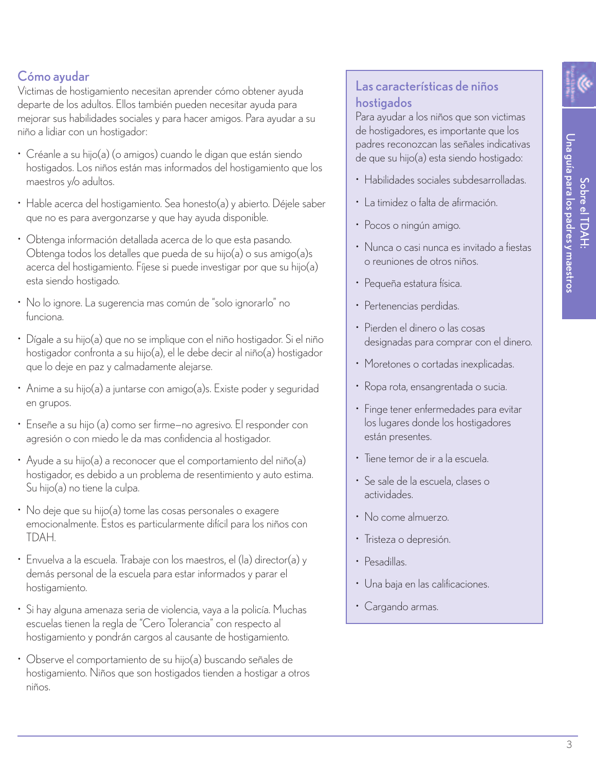## Cómo ayudar

Victimas de hostigamiento necesitan aprender cómo obtener ayuda departe de los adultos. Ellos también pueden necesitar ayuda para mejorar sus habilidades sociales y para hacer amigos. Para ayudar a su niño a lidiar con un hostigador:

- Créanle a su hijo(a) (o amigos) cuando le digan que están siendo hostigados. Los niños están mas informados del hostigamiento que los maestros y/o adultos.
- Hable acerca del hostigamiento. Sea honesto(a) y abierto. Déjele saber que no es para avergonzarse y que hay ayuda disponible.
- Obtenga información detallada acerca de lo que esta pasando. Obtenga todos los detalles que pueda de su hijo(a) o sus amigo(a)s acerca del hostigamiento. Fíjese si puede investigar por que su hijo(a) esta siendo hostigado.
- No lo ignore. La sugerencia mas común de "solo ignorarlo" no funciona.
- Dígale a su hijo(a) que no se implique con el niño hostigador. Si el niño hostigador confronta a su hijo(a), el le debe decir al niño(a) hostigador que lo deje en paz y calmadamente alejarse.
- Anime a su hijo(a) a juntarse con amigo(a)s. Existe poder y seguridad en grupos.
- Enseñe a su hijo (a) como ser firme—no agresivo. El responder con agresión o con miedo le da mas confidencia al hostigador.
- Ayude a su hijo(a) a reconocer que el comportamiento del niño(a) hostigador, es debido a un problema de resentimiento y auto estima. Su hijo(a) no tiene la culpa.
- No deje que su hijo(a) tome las cosas personales o exagere emocionalmente. Estos es particularmente difícil para los niños con TDAH.
- Envuelva a la escuela. Trabaje con los maestros, el (la) director(a) y demás personal de la escuela para estar informados y parar el hostigamiento.
- Si hay alguna amenaza seria de violencia, vaya a la policía. Muchas escuelas tienen la regla de "Cero Tolerancia" con respecto al hostigamiento y pondrán cargos al causante de hostigamiento.
- Observe el comportamiento de su hijo(a) buscando señales de hostigamiento. Niños que son hostigados tienden a hostigar a otros niños.

## Las características de niños hostigados

Para ayudar a los niños que son victimas de hostigadores, es importante que los padres reconozcan las señales indicativas de que su hijo(a) esta siendo hostigado:

- Habilidades sociales subdesarrolladas.
- La timidez o falta de afirmación.
- Pocos o ningún amigo.
- Nunca o casi nunca es invitado a fiestas o reuniones de otros niños.
- Pequeña estatura física.
- Pertenencias perdidas.
- Pierden el dinero o las cosas designadas para comprar con el dinero.
- Moretones o cortadas inexplicadas.
- Ropa rota, ensangrentada o sucia.
- Finge tener enfermedades para evitar los lugares donde los hostigadores están presentes.
- Tiene temor de ir a la escuela.
- Se sale de la escuela, clases o actividades.
- No come almuerzo.
- Tristeza o depresión.
- Pesadillas.
- Una baja en las calificaciones.
- Cargando armas.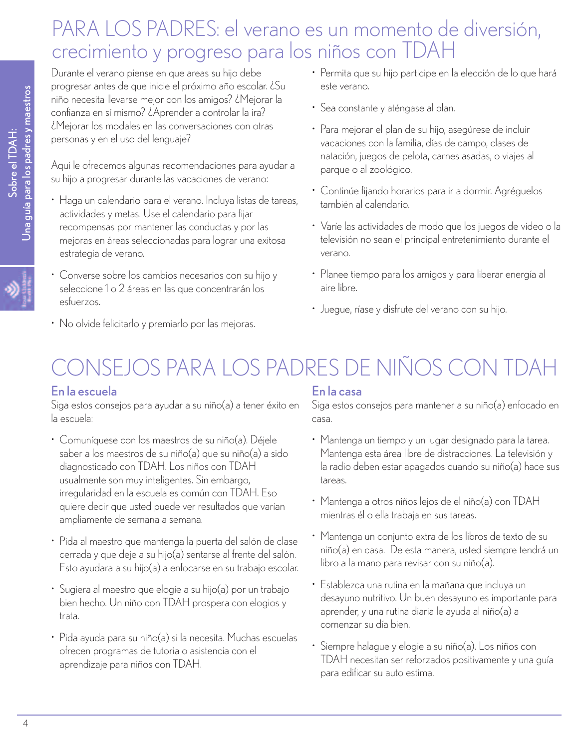# PARA LOS PADRES: el verano es un momento de diversión, crecimiento y progreso para los niños con TDAH

Durante el verano piense en que areas su hijo debe progresar antes de que inicie el próximo año escolar. ¿Su niño necesita llevarse mejor con los amigos? ¿Mejorar la confianza en sí mismo? ¿Aprender a controlar la ira? ¿Mejorar los modales en las conversaciones con otras personas y en el uso del lenguaje?

Aqui le ofrecemos algunas recomendaciones para ayudar a su hijo a progresar durante las vacaciones de verano:

- Haga un calendario para el verano. Incluya listas de tareas, actividades y metas. Use el calendario para fijar recompensas por mantener las conductas y por las mejoras en áreas seleccionadas para lograr una exitosa estrategia de verano.
- Converse sobre los cambios necesarios con su hijo y seleccione 1 o 2 áreas en las que concentrarán los esfuerzos.
- No olvide felicitarlo y premiarlo por las mejoras.
- Permita que su hijo participe en la elección de lo que hará este verano.
- Sea constante y aténgase al plan.
- Para mejorar el plan de su hijo, asegúrese de incluir vacaciones con la familia, días de campo, clases de natación, juegos de pelota, carnes asadas, o viajes al parque o al zoológico.
- Continúe fijando horarios para ir a dormir. Agréguelos también al calendario.
- Varíe las actividades de modo que los juegos de video o la televisión no sean el principal entretenimiento durante el verano.
- Planee tiempo para los amigos y para liberar energía al aire libre.
- Juegue, ríase y disfrute del verano con su hijo.

# CONSEJOS PARA LOS PADRES DE NIÑOS CON TDAH

## En la escuela

Siga estos consejos para ayudar a su niño(a) a tener éxito en la escuela:

- Comuníquese con los maestros de su niño(a). Déjele saber a los maestros de su niño(a) que su niño(a) a sido diagnosticado con TDAH. Los niños con TDAH usualmente son muy inteligentes. Sin embargo, irregularidad en la escuela es común con TDAH. Eso quiere decir que usted puede ver resultados que varían ampliamente de semana a semana.
- Pida al maestro que mantenga la puerta del salón de clase cerrada y que deje a su hijo(a) sentarse al frente del salón. Esto ayudara a su hijo(a) a enfocarse en su trabajo escolar.
- Sugiera al maestro que elogie a su hijo(a) por un trabajo bien hecho. Un niño con TDAH prospera con elogios y trata.
- Pida ayuda para su niño(a) si la necesita. Muchas escuelas ofrecen programas de tutoria o asistencia con el aprendizaje para niños con TDAH.

## En la casa

Siga estos consejos para mantener a su niño(a) enfocado en casa.

- Mantenga un tiempo y un lugar designado para la tarea. Mantenga esta área libre de distracciones. La televisión y la radio deben estar apagados cuando su niño(a) hace sus tareas.
- Mantenga a otros niños lejos de el niño(a) con TDAH mientras él o ella trabaja en sus tareas.
- Mantenga un conjunto extra de los libros de texto de su niño(a) en casa. De esta manera, usted siempre tendrá un libro a la mano para revisar con su niño(a).
- Establezca una rutina en la mañana que incluya un desayuno nutritivo. Un buen desayuno es importante para aprender, y una rutina diaria le ayuda al niño(a) a comenzar su día bien.
- Siempre halague y elogie a su niño(a). Los niños con TDAH necesitan ser reforzados positivamente y una guía para edificar su auto estima.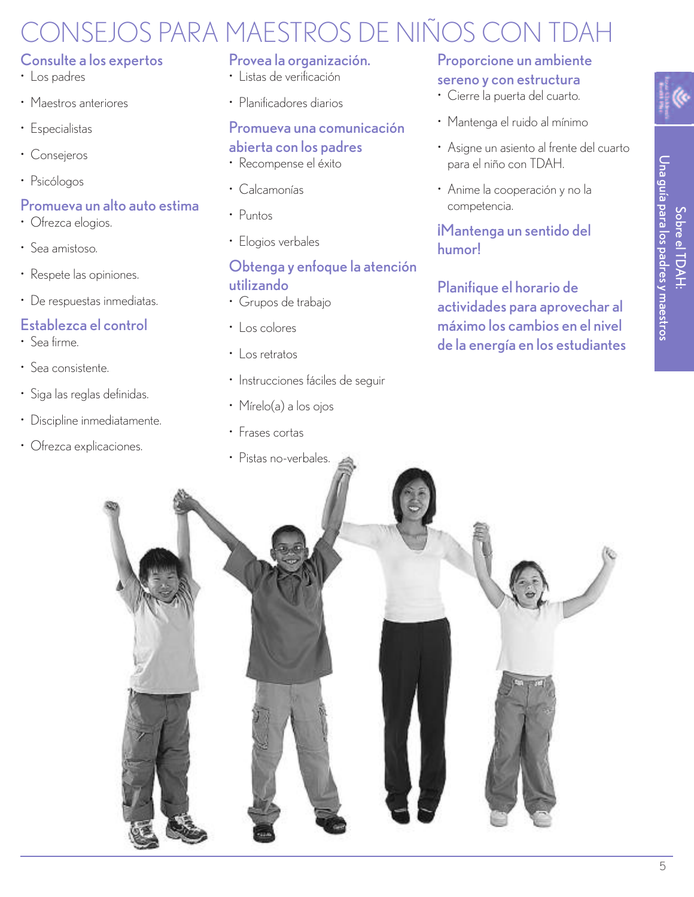# CONSEJOS PARA MAESTROS DE NIÑOS CON TDAH

## Consulte a los expertos

- Los padres
- Maestros anteriores
- Especialistas
- Consejeros
- Psicólogos

## Promueva un alto auto estima

- Ofrezca elogios.
- Sea amistoso.
- Respete las opiniones.
- De respuestas inmediatas.

## Establezca el control

- Sea firme.
- Sea consistente.
- Siga las reglas definidas.
- Discipline inmediatamente.
- Ofrezca explicaciones.

## Provea la organización.

- Listas de verificación
- Planificadores diarios

## Promueva una comunicación abierta con los padres

- Recompense el éxito
- Calcamonías
- Puntos
- Elogios verbales

## Obtenga y enfoque la atención utilizando

- Grupos de trabajo
- Los colores
- Los retratos
- Instrucciones fáciles de seguir
- Mírelo(a) a los ojos
- Frases cortas
- Pistas no-verbales.

## Proporcione un ambiente sereno y con estructura

- Cierre la puerta del cuarto.
- Mantenga el ruido al mínimo
- Asigne un asiento al frente del cuarto para el niño con TDAH.
- Anime la cooperación y no la competencia.

## ¡Mantenga un sentido del humor!

## Planifique el horario de actividades para aprovechar al máximo los cambios en el nivel de la energía en los estudiantes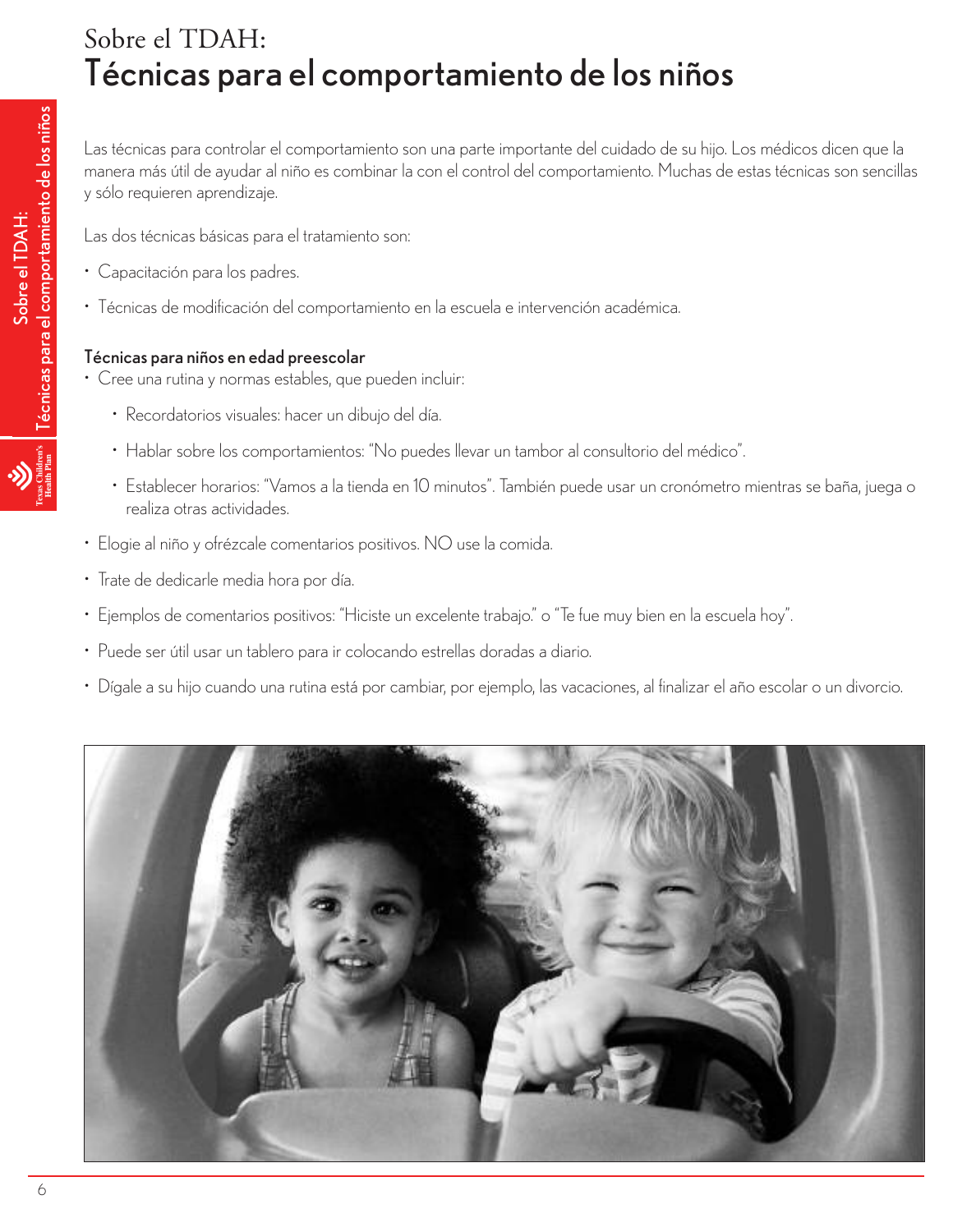# Sobre el TDAH:
# Técnicas para el comportamiento de los niños

Las técnicas para controlar el comportamiento son una parte importante del cuidado de su hijo. Los médicos dicen que la manera más útil de ayudar al niño es combinar la con el control del comportamiento. Muchas de estas técnicas son sencillas y sólo requieren aprendizaje.

Las dos técnicas básicas para el tratamiento son:

- Capacitación para los padres.
- Técnicas de modificación del comportamiento en la escuela e intervención académica.

**Técnicas para niños en edad preescolar**

- Cree una rutina y normas estables, que pueden incluir:
  - Recordatorios visuales: hacer un dibujo del día.
  - Hablar sobre los comportamientos: "No puedes llevar un tambor al consultorio del médico".
  - Establecer horarios: "Vamos a la tienda en 10 minutos". También puede usar un cronómetro mientras se baña, juega o realiza otras actividades.
- Elogie al niño y ofrézcale comentarios positivos. NO use la comida.
- Trate de dedicarle media hora por día.
- Ejemplos de comentarios positivos: "Hiciste un excelente trabajo." o "Te fue muy bien en la escuela hoy".
- Puede ser útil usar un tablero para ir colocando estrellas doradas a diario.
- Dígale a su hijo cuando una rutina está por cambiar, por ejemplo, las vacaciones, al finalizar el año escolar o un divorcio.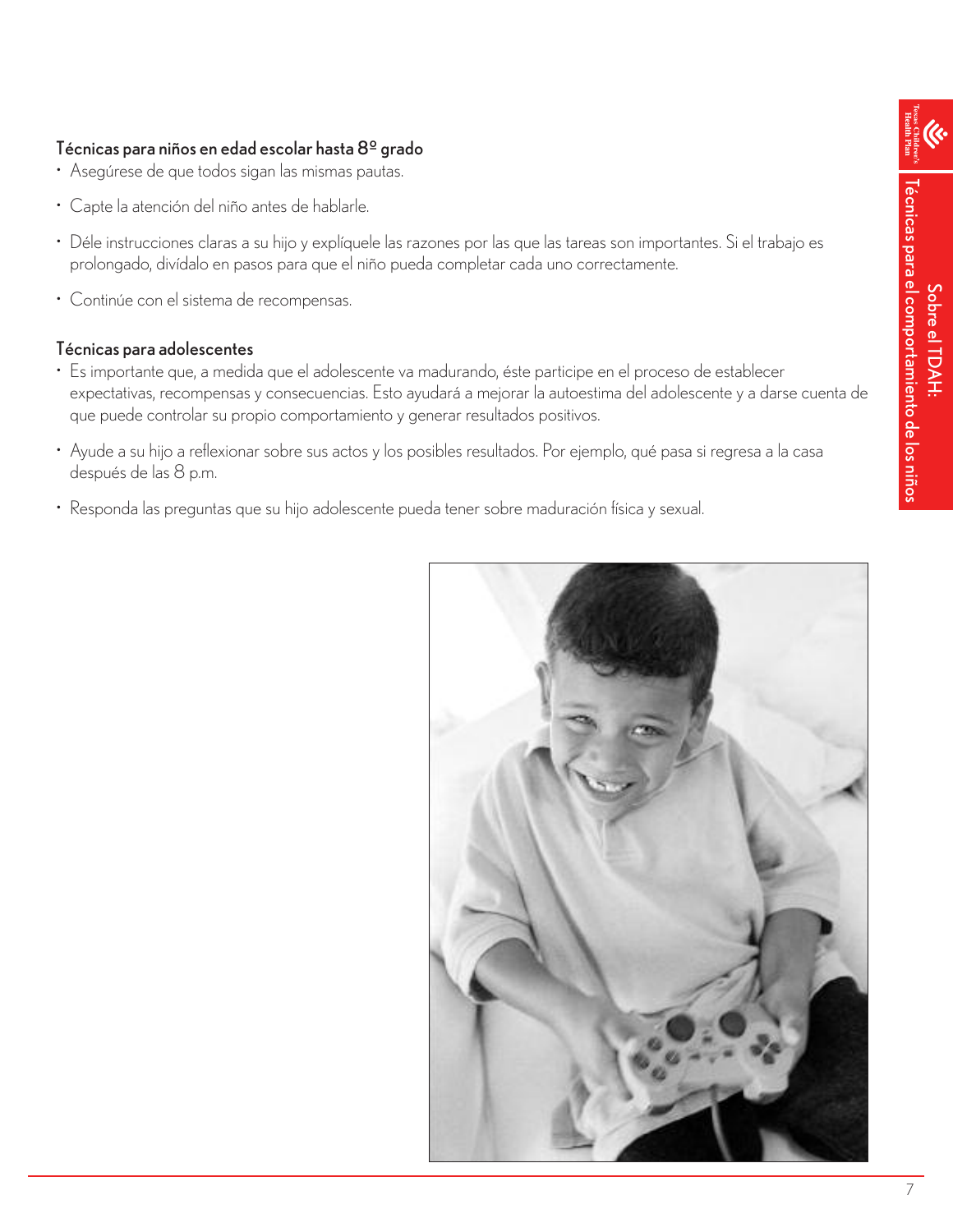### Técnicas para niños en edad escolar hasta 8º grado

- Asegúrese de que todos sigan las mismas pautas.
- Capte la atención del niño antes de hablarle.
- Déle instrucciones claras a su hijo y explíquele las razones por las que las tareas son importantes. Si el trabajo es prolongado, divídalo en pasos para que el niño pueda completar cada uno correctamente.
- Continúe con el sistema de recompensas.

### Técnicas para adolescentes

- Es importante que, a medida que el adolescente va madurando, éste participe en el proceso de establecer expectativas, recompensas y consecuencias. Esto ayudará a mejorar la autoestima del adolescente y a darse cuenta de que puede controlar su propio comportamiento y generar resultados positivos.
- Ayude a su hijo a reflexionar sobre sus actos y los posibles resultados. Por ejemplo, qué pasa si regresa a la casa después de las 8 p.m.
- Responda las preguntas que su hijo adolescente pueda tener sobre maduración física y sexual.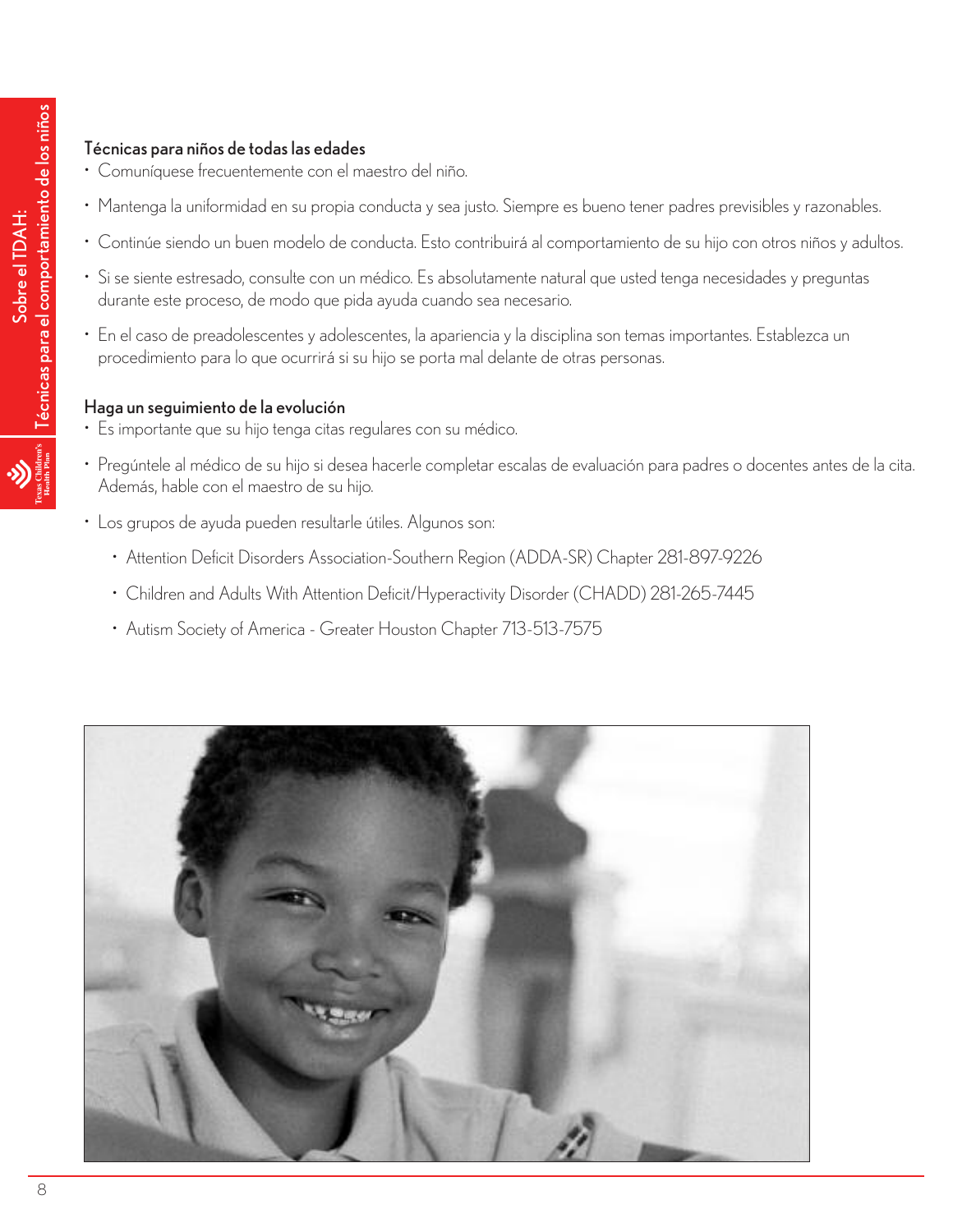### Técnicas para niños de todas las edades

- Comuníquese frecuentemente con el maestro del niño.
- Mantenga la uniformidad en su propia conducta y sea justo. Siempre es bueno tener padres previsibles y razonables.
- Continúe siendo un buen modelo de conducta. Esto contribuirá al comportamiento de su hijo con otros niños y adultos.
- Si se siente estresado, consulte con un médico. Es absolutamente natural que usted tenga necesidades y preguntas durante este proceso, de modo que pida ayuda cuando sea necesario.
- En el caso de preadolescentes y adolescentes, la apariencia y la disciplina son temas importantes. Establezca un procedimiento para lo que ocurrirá si su hijo se porta mal delante de otras personas.

### Haga un seguimiento de la evolución

- Es importante que su hijo tenga citas regulares con su médico.
- Pregúntele al médico de su hijo si desea hacerle completar escalas de evaluación para padres o docentes antes de la cita. Además, hable con el maestro de su hijo.
- Los grupos de ayuda pueden resultarle útiles. Algunos son:
  - Attention Deficit Disorders Association-Southern Region (ADDA-SR) Chapter 281-897-9226
  - Children and Adults With Attention Deficit/Hyperactivity Disorder (CHADD) 281-265-7445
  - Autism Society of America - Greater Houston Chapter 713-513-7575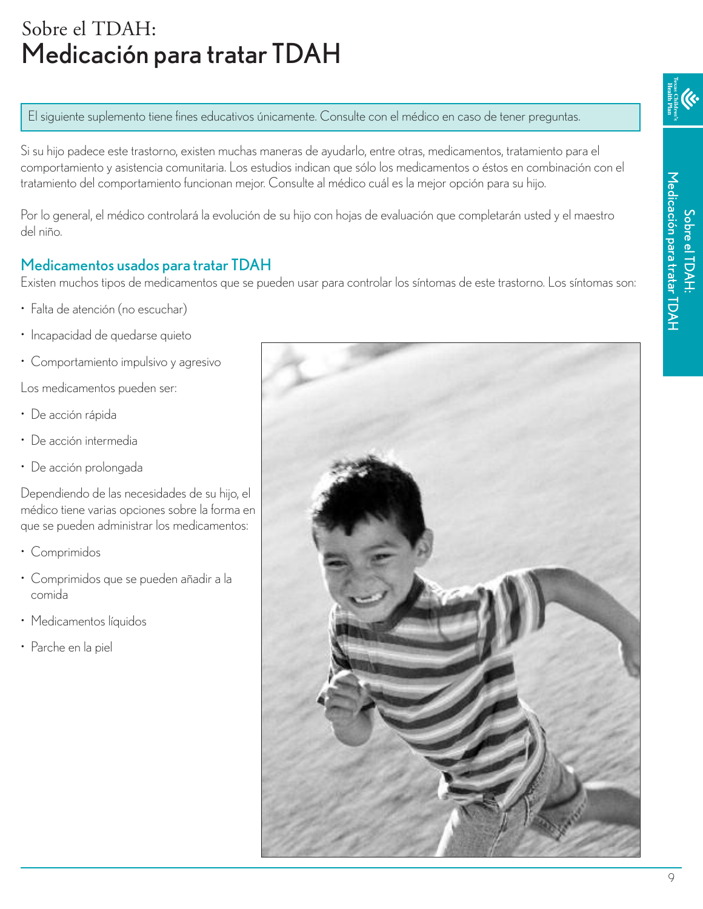# Sobre el TDAH:
# Medicación para tratar TDAH

El siguiente suplemento tiene fines educativos únicamente. Consulte con el médico en caso de tener preguntas.

Si su hijo padece este trastorno, existen muchas maneras de ayudarlo, entre otras, medicamentos, tratamiento para el comportamiento y asistencia comunitaria. Los estudios indican que sólo los medicamentos o éstos en combinación con el tratamiento del comportamiento funcionan mejor. Consulte al médico cuál es la mejor opción para su hijo.

Por lo general, el médico controlará la evolución de su hijo con hojas de evaluación que completarán usted y el maestro del niño.

## Medicamentos usados para tratar TDAH

Existen muchos tipos de medicamentos que se pueden usar para controlar los síntomas de este trastorno. Los síntomas son:

- Falta de atención (no escuchar)
- Incapacidad de quedarse quieto
- Comportamiento impulsivo y agresivo

Los medicamentos pueden ser:

- De acción rápida
- De acción intermedia
- De acción prolongada

Dependiendo de las necesidades de su hijo, el médico tiene varias opciones sobre la forma en que se pueden administrar los medicamentos:

- Comprimidos
- Comprimidos que se pueden añadir a la comida
- Medicamentos líquidos
- Parche en la piel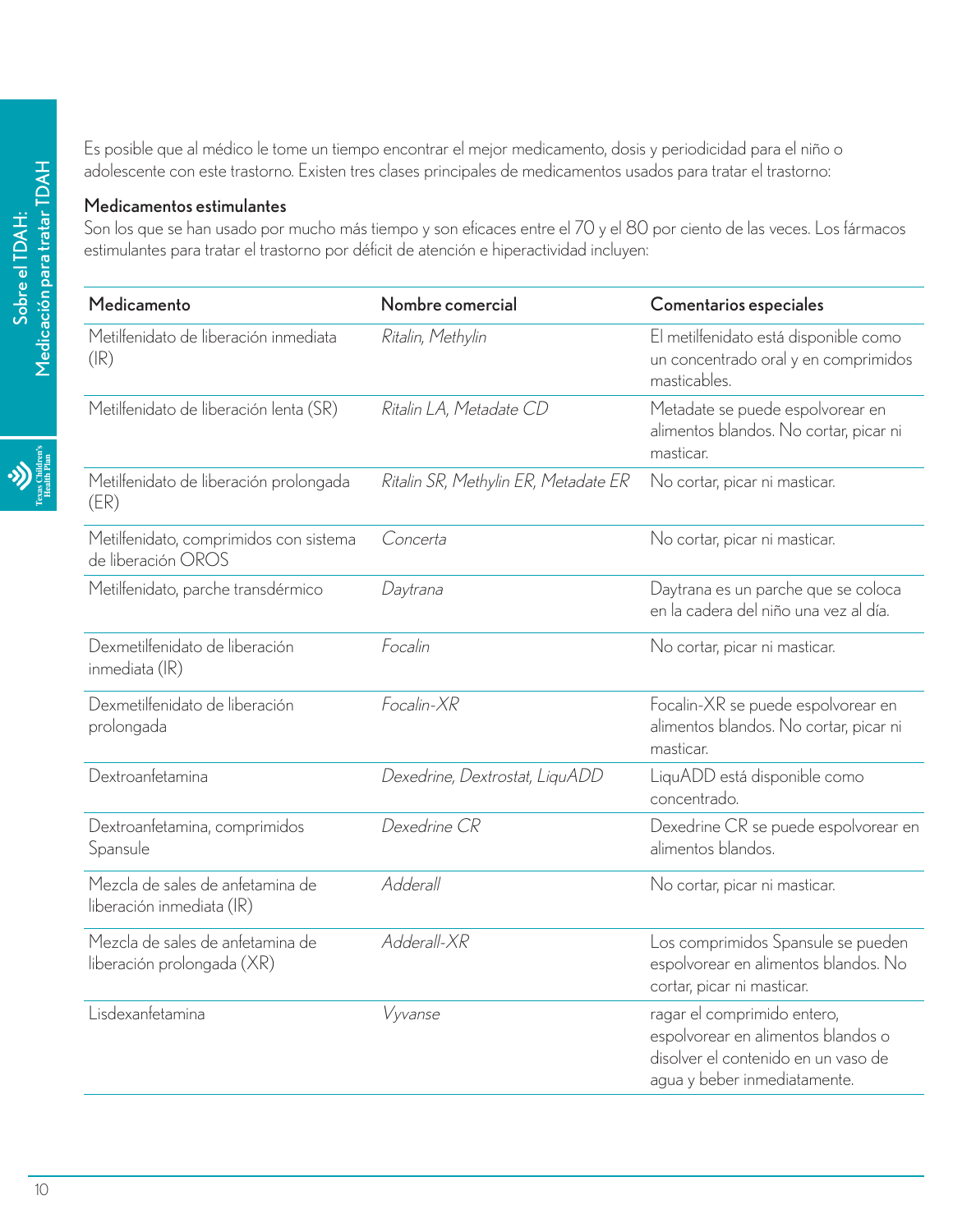Es posible que al médico le tome un tiempo encontrar el mejor medicamento, dosis y periodicidad para el niño o adolescente con este trastorno. Existen tres clases principales de medicamentos usados para tratar el trastorno:

### Medicamentos estimulantes

Son los que se han usado por mucho más tiempo y son eficaces entre el 70 y el 80 por ciento de las veces. Los fármacos estimulantes para tratar el trastorno por déficit de atención e hiperactividad incluyen:

| Medicamento | Nombre comercial | Comentarios especiales |
|---|---|---|
| Metilfenidato de liberación inmediata (IR) | *Ritalin, Methylin* | El metilfenidato está disponible como un concentrado oral y en comprimidos masticables. |
| Metilfenidato de liberación lenta (SR) | *Ritalin LA, Metadate CD* | Metadate se puede espolvorear en alimentos blandos. No cortar, picar ni masticar. |
| Metilfenidato de liberación prolongada (ER) | *Ritalin SR, Methylin ER, Metadate ER* | No cortar, picar ni masticar. |
| Metilfenidato, comprimidos con sistema de liberación OROS | *Concerta* | No cortar, picar ni masticar. |
| Metilfenidato, parche transdérmico | *Daytrana* | Daytrana es un parche que se coloca en la cadera del niño una vez al día. |
| Dexmetilfenidato de liberación inmediata (IR) | *Focalin* | No cortar, picar ni masticar. |
| Dexmetilfenidato de liberación prolongada | *Focalin-XR* | Focalin-XR se puede espolvorear en alimentos blandos. No cortar, picar ni masticar. |
| Dextroanfetamina | *Dexedrine, Dextrostat, LiquADD* | LiquADD está disponible como concentrado. |
| Dextroanfetamina, comprimidos Spansule | *Dexedrine CR* | Dexedrine CR se puede espolvorear en alimentos blandos. |
| Mezcla de sales de anfetamina de liberación inmediata (IR) | *Adderall* | No cortar, picar ni masticar. |
| Mezcla de sales de anfetamina de liberación prolongada (XR) | *Adderall-XR* | Los comprimidos Spansule se pueden espolvorear en alimentos blandos. No cortar, picar ni masticar. |
| Lisdexanfetamina | *Vyvanse* | ragar el comprimido entero, espolvorear en alimentos blandos o disolver el contenido en un vaso de agua y beber inmediatamente. |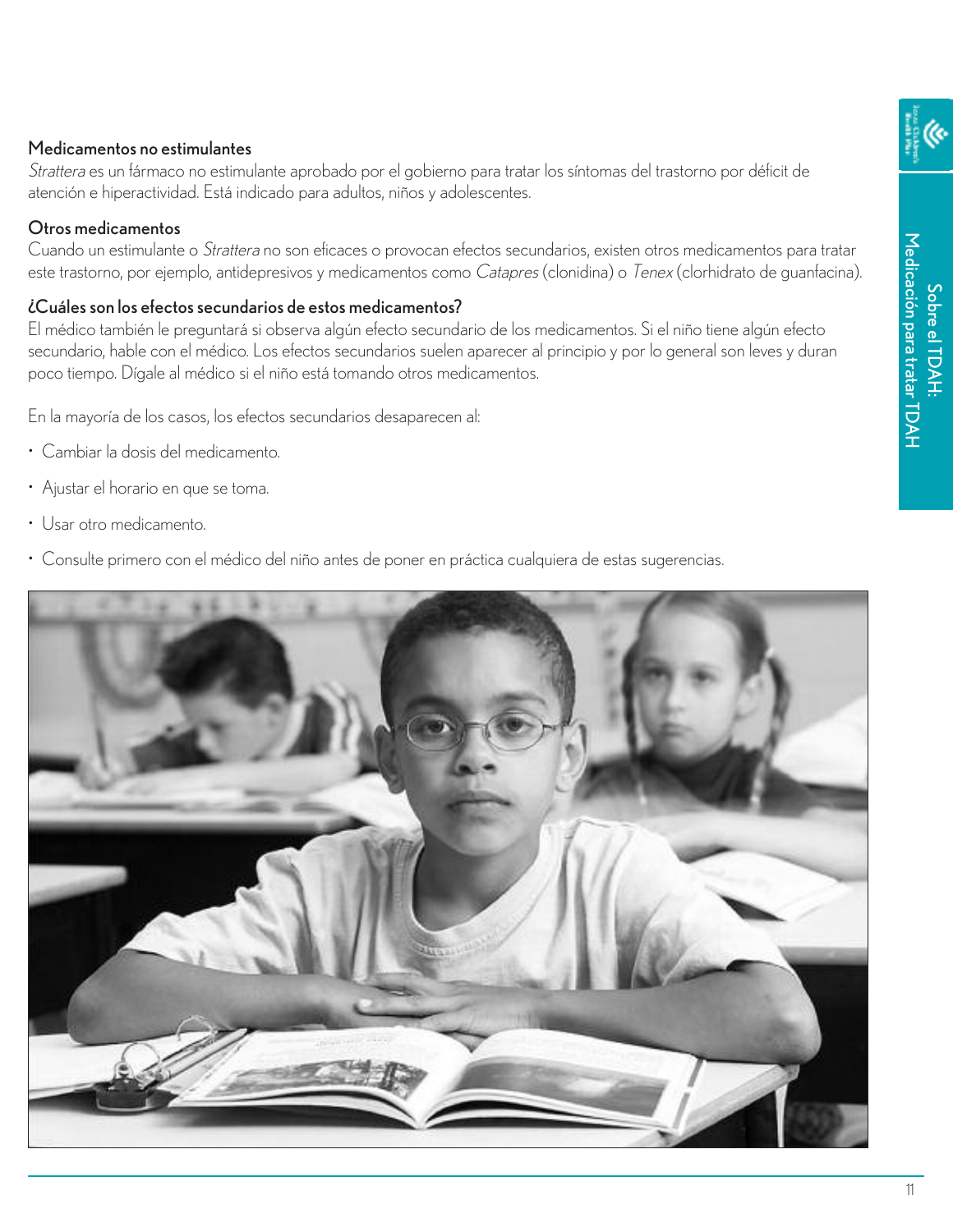### Medicamentos no estimulantes

*Strattera* es un fármaco no estimulante aprobado por el gobierno para tratar los síntomas del trastorno por déficit de atención e hiperactividad. Está indicado para adultos, niños y adolescentes.

### Otros medicamentos

Cuando un estimulante o *Strattera* no son eficaces o provocan efectos secundarios, existen otros medicamentos para tratar este trastorno, por ejemplo, antidepresivos y medicamentos como *Catapres* (clonidina) o *Tenex* (clorhidrato de guanfacina).

### ¿Cuáles son los efectos secundarios de estos medicamentos?

El médico también le preguntará si observa algún efecto secundario de los medicamentos. Si el niño tiene algún efecto secundario, hable con el médico. Los efectos secundarios suelen aparecer al principio y por lo general son leves y duran poco tiempo. Dígale al médico si el niño está tomando otros medicamentos.

En la mayoría de los casos, los efectos secundarios desaparecen al:

- Cambiar la dosis del medicamento.
- Ajustar el horario en que se toma.
- Usar otro medicamento.
- Consulte primero con el médico del niño antes de poner en práctica cualquiera de estas sugerencias.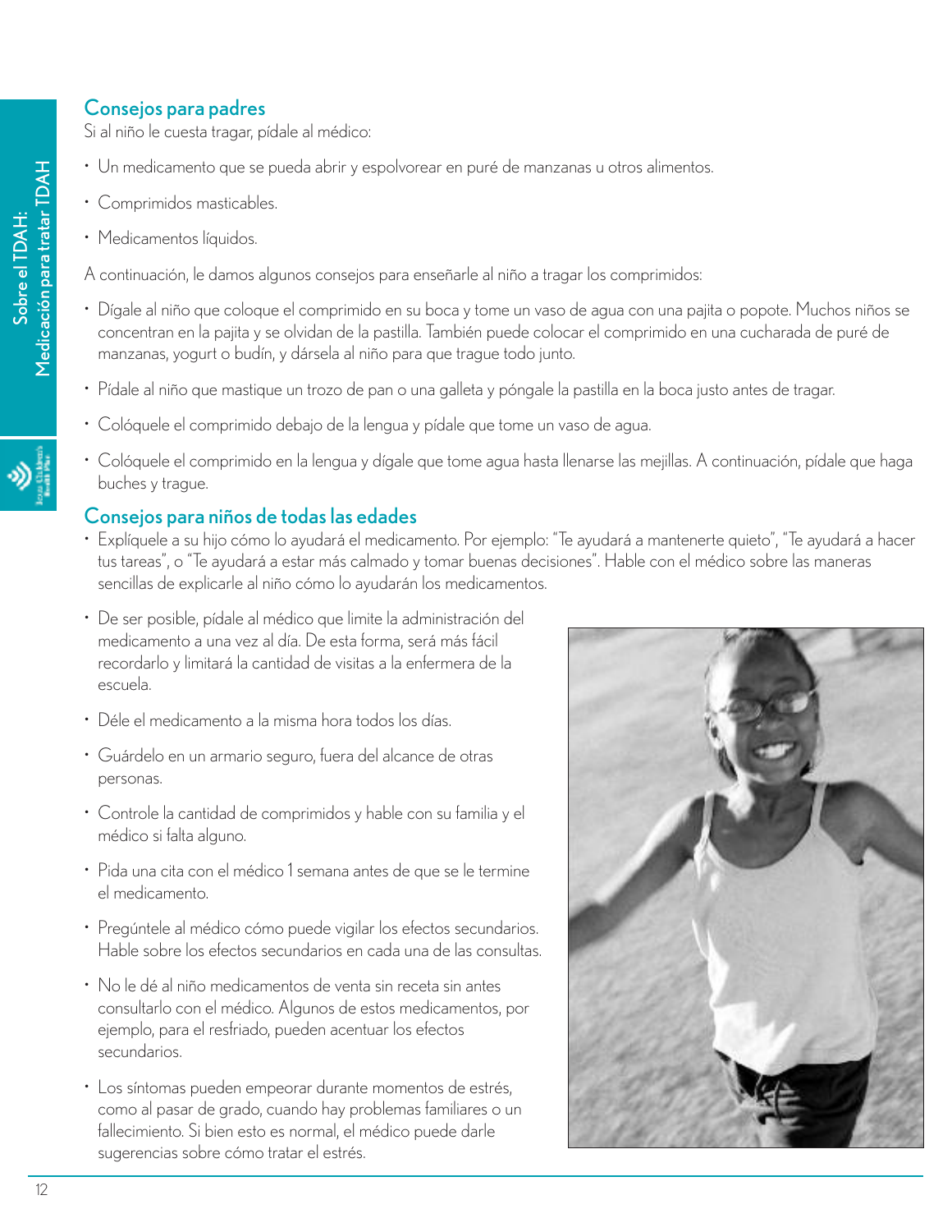## Consejos para padres

Si al niño le cuesta tragar, pídale al médico:

- Un medicamento que se pueda abrir y espolvorear en puré de manzanas u otros alimentos.
- Comprimidos masticables.
- Medicamentos líquidos.

A continuación, le damos algunos consejos para enseñarle al niño a tragar los comprimidos:

- Dígale al niño que coloque el comprimido en su boca y tome un vaso de agua con una pajita o popote. Muchos niños se concentran en la pajita y se olvidan de la pastilla. También puede colocar el comprimido en una cucharada de puré de manzanas, yogurt o budín, y dársela al niño para que trague todo junto.
- Pídale al niño que mastique un trozo de pan o una galleta y póngale la pastilla en la boca justo antes de tragar.
- Colóquele el comprimido debajo de la lengua y pídale que tome un vaso de agua.
- Colóquele el comprimido en la lengua y dígale que tome agua hasta llenarse las mejillas. A continuación, pídale que haga buches y trague.

## Consejos para niños de todas las edades

- Explíquele a su hijo cómo lo ayudará el medicamento. Por ejemplo: "Te ayudará a mantenerte quieto", "Te ayudará a hacer tus tareas", o "Te ayudará a estar más calmado y tomar buenas decisiones". Hable con el médico sobre las maneras sencillas de explicarle al niño cómo lo ayudarán los medicamentos.
- De ser posible, pídale al médico que limite la administración del medicamento a una vez al día. De esta forma, será más fácil recordarlo y limitará la cantidad de visitas a la enfermera de la escuela.
- Déle el medicamento a la misma hora todos los días.
- Guárdelo en un armario seguro, fuera del alcance de otras personas.
- Controle la cantidad de comprimidos y hable con su familia y el médico si falta alguno.
- Pida una cita con el médico 1 semana antes de que se le termine el medicamento.
- Pregúntele al médico cómo puede vigilar los efectos secundarios. Hable sobre los efectos secundarios en cada una de las consultas.
- No le dé al niño medicamentos de venta sin receta sin antes consultarlo con el médico. Algunos de estos medicamentos, por ejemplo, para el resfriado, pueden acentuar los efectos secundarios.
- Los síntomas pueden empeorar durante momentos de estrés, como al pasar de grado, cuando hay problemas familiares o un fallecimiento. Si bien esto es normal, el médico puede darle sugerencias sobre cómo tratar el estrés.